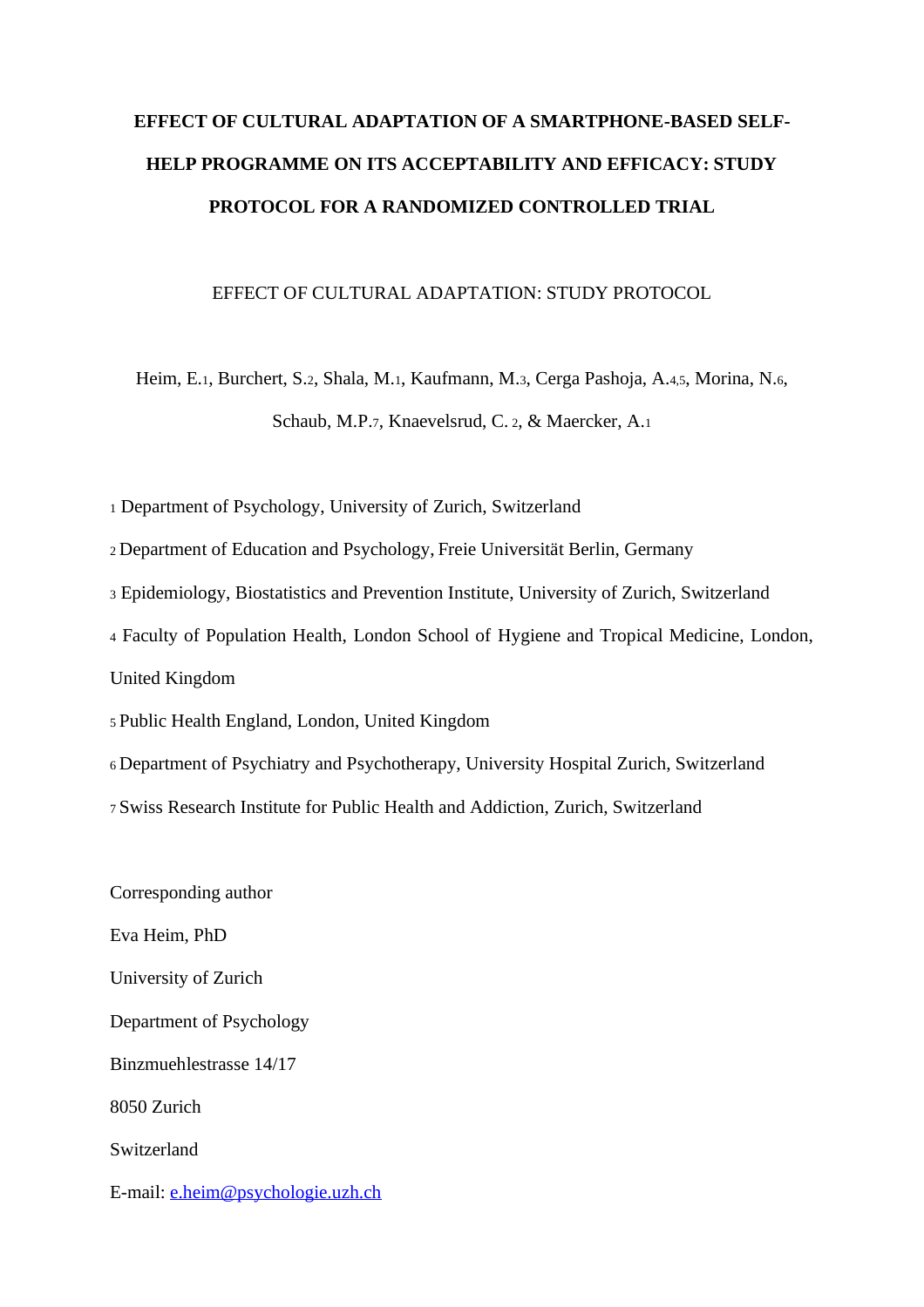# EFFECT OF CULTURAL ADAPTATION OF A SMARTPHONE-BASED SELF-HELP PROGRAMME ON ITS ACCEPTABILITY AND EFFICACY: STUDY PROTOCOL FOR A RANDOMIZED CONTROLLED TRIAL

EFFECT OF CULTURAL ADAPTATION: STUDY PROTOCOL

Heim, E.[1], Burchert, S.[2], Shala, M.[1], Kaufmann, M.[3], Cerga Pashoja, A.[4,5], Morina, N.[6], Schaub, M.P.[7], Knaevelsrud, C.[2], & Maercker, A.[1]

[1] Department of Psychology, University of Zurich, Switzerland

[2] Department of Education and Psychology, Freie Universität Berlin, Germany

[3] Epidemiology, Biostatistics and Prevention Institute, University of Zurich, Switzerland

[4] Faculty of Population Health, London School of Hygiene and Tropical Medicine, London, United Kingdom

[5] Public Health England, London, United Kingdom

[6] Department of Psychiatry and Psychotherapy, University Hospital Zurich, Switzerland

[7] Swiss Research Institute for Public Health and Addiction, Zurich, Switzerland

Corresponding author

Eva Heim, PhD

University of Zurich

Department of Psychology

Binzmuehlestrasse 14/17

8050 Zurich

Switzerland

E-mail: e.heim@psychologie.uzh.ch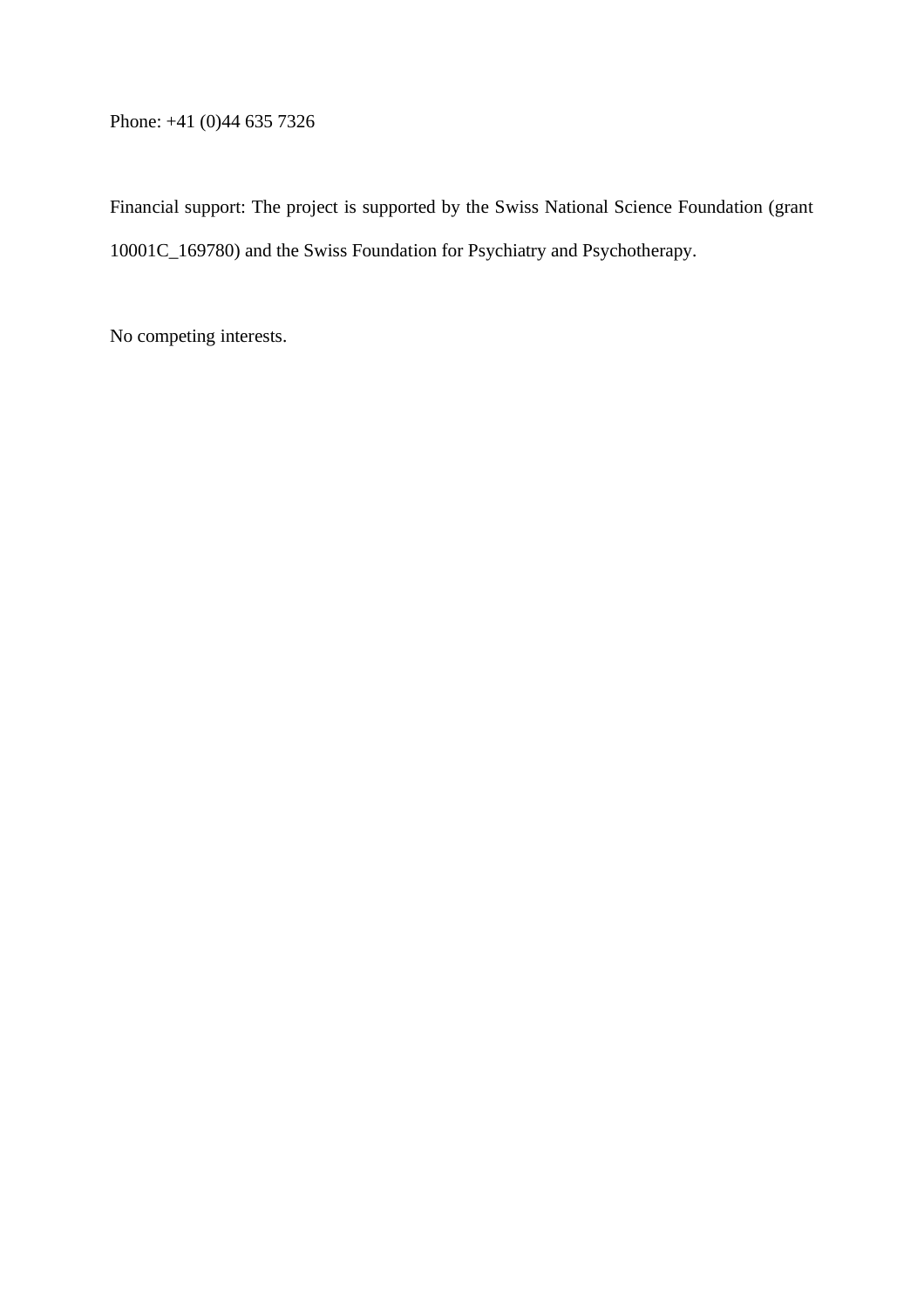Phone: +41 (0)44 635 7326

Financial support: The project is supported by the Swiss National Science Foundation (grant 10001C_169780) and the Swiss Foundation for Psychiatry and Psychotherapy.

No competing interests.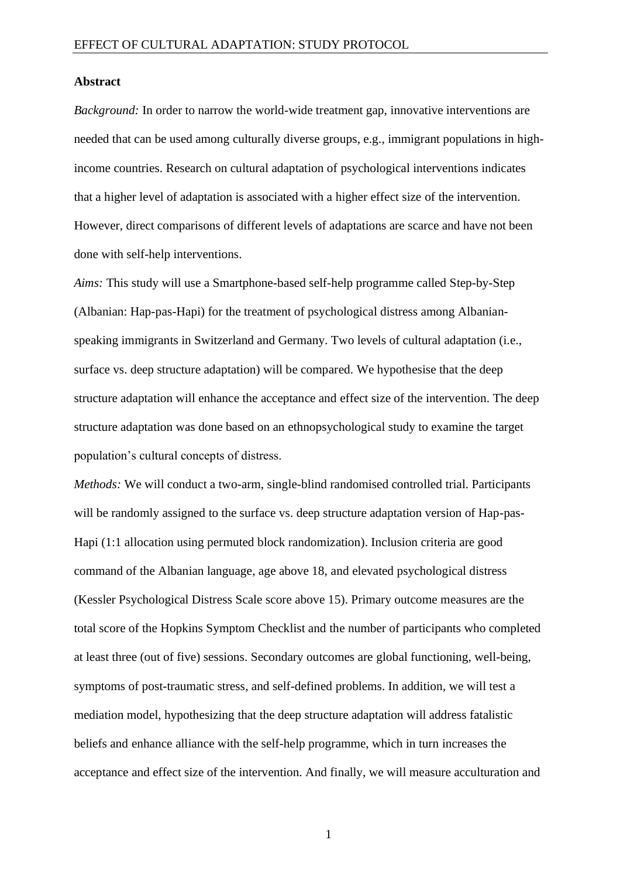## Abstract

*Background:* In order to narrow the world-wide treatment gap, innovative interventions are needed that can be used among culturally diverse groups, e.g., immigrant populations in high-income countries. Research on cultural adaptation of psychological interventions indicates that a higher level of adaptation is associated with a higher effect size of the intervention. However, direct comparisons of different levels of adaptations are scarce and have not been done with self-help interventions.

*Aims:* This study will use a Smartphone-based self-help programme called Step-by-Step (Albanian: Hap-pas-Hapi) for the treatment of psychological distress among Albanian-speaking immigrants in Switzerland and Germany. Two levels of cultural adaptation (i.e., surface vs. deep structure adaptation) will be compared. We hypothesise that the deep structure adaptation will enhance the acceptance and effect size of the intervention. The deep structure adaptation was done based on an ethnopsychological study to examine the target population's cultural concepts of distress.

*Methods:* We will conduct a two-arm, single-blind randomised controlled trial. Participants will be randomly assigned to the surface vs. deep structure adaptation version of Hap-pas-Hapi (1:1 allocation using permuted block randomization). Inclusion criteria are good command of the Albanian language, age above 18, and elevated psychological distress (Kessler Psychological Distress Scale score above 15). Primary outcome measures are the total score of the Hopkins Symptom Checklist and the number of participants who completed at least three (out of five) sessions. Secondary outcomes are global functioning, well-being, symptoms of post-traumatic stress, and self-defined problems. In addition, we will test a mediation model, hypothesizing that the deep structure adaptation will address fatalistic beliefs and enhance alliance with the self-help programme, which in turn increases the acceptance and effect size of the intervention. And finally, we will measure acculturation and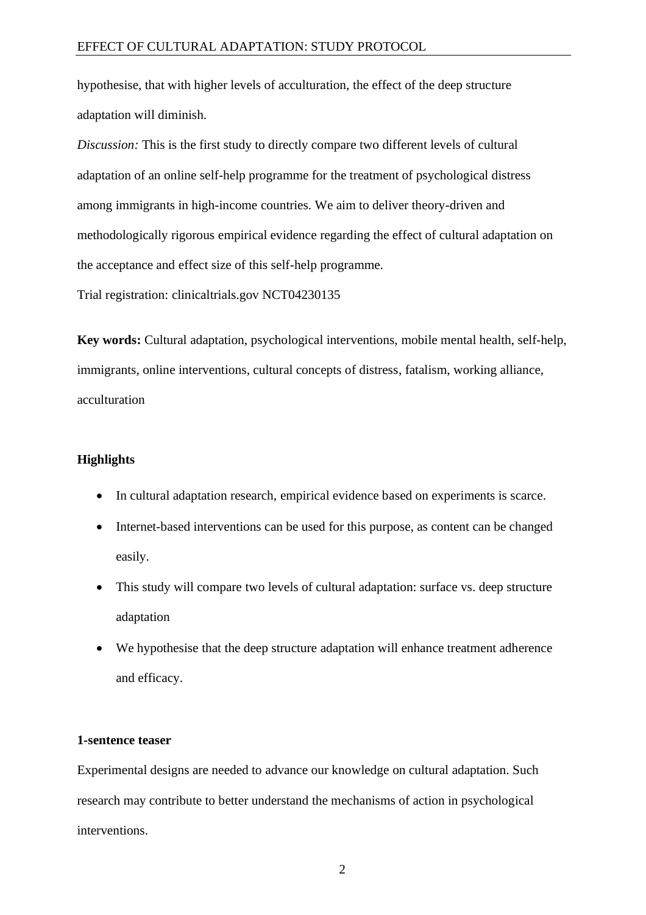hypothesise, that with higher levels of acculturation, the effect of the deep structure adaptation will diminish.

*Discussion:* This is the first study to directly compare two different levels of cultural adaptation of an online self-help programme for the treatment of psychological distress among immigrants in high-income countries. We aim to deliver theory-driven and methodologically rigorous empirical evidence regarding the effect of cultural adaptation on the acceptance and effect size of this self-help programme.

Trial registration: clinicaltrials.gov NCT04230135

**Key words:** Cultural adaptation, psychological interventions, mobile mental health, self-help, immigrants, online interventions, cultural concepts of distress, fatalism, working alliance, acculturation

## Highlights

- In cultural adaptation research, empirical evidence based on experiments is scarce.
- Internet-based interventions can be used for this purpose, as content can be changed easily.
- This study will compare two levels of cultural adaptation: surface vs. deep structure adaptation
- We hypothesise that the deep structure adaptation will enhance treatment adherence and efficacy.

## 1-sentence teaser

Experimental designs are needed to advance our knowledge on cultural adaptation. Such research may contribute to better understand the mechanisms of action in psychological interventions.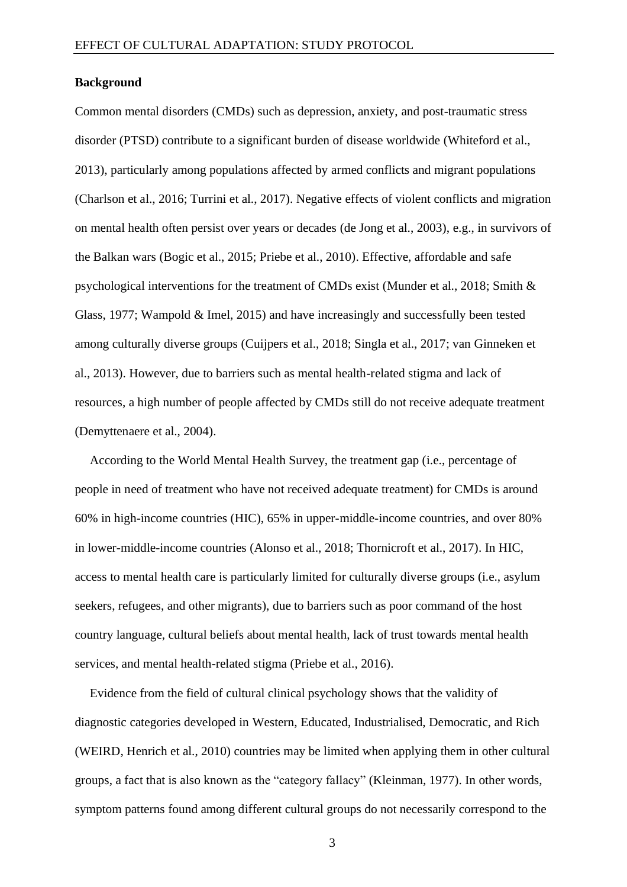## Background

Common mental disorders (CMDs) such as depression, anxiety, and post-traumatic stress disorder (PTSD) contribute to a significant burden of disease worldwide (Whiteford et al., 2013), particularly among populations affected by armed conflicts and migrant populations (Charlson et al., 2016; Turrini et al., 2017). Negative effects of violent conflicts and migration on mental health often persist over years or decades (de Jong et al., 2003), e.g., in survivors of the Balkan wars (Bogic et al., 2015; Priebe et al., 2010). Effective, affordable and safe psychological interventions for the treatment of CMDs exist (Munder et al., 2018; Smith & Glass, 1977; Wampold & Imel, 2015) and have increasingly and successfully been tested among culturally diverse groups (Cuijpers et al., 2018; Singla et al., 2017; van Ginneken et al., 2013). However, due to barriers such as mental health-related stigma and lack of resources, a high number of people affected by CMDs still do not receive adequate treatment (Demyttenaere et al., 2004).

According to the World Mental Health Survey, the treatment gap (i.e., percentage of people in need of treatment who have not received adequate treatment) for CMDs is around 60% in high-income countries (HIC), 65% in upper-middle-income countries, and over 80% in lower-middle-income countries (Alonso et al., 2018; Thornicroft et al., 2017). In HIC, access to mental health care is particularly limited for culturally diverse groups (i.e., asylum seekers, refugees, and other migrants), due to barriers such as poor command of the host country language, cultural beliefs about mental health, lack of trust towards mental health services, and mental health-related stigma (Priebe et al., 2016).

Evidence from the field of cultural clinical psychology shows that the validity of diagnostic categories developed in Western, Educated, Industrialised, Democratic, and Rich (WEIRD, Henrich et al., 2010) countries may be limited when applying them in other cultural groups, a fact that is also known as the "category fallacy" (Kleinman, 1977). In other words, symptom patterns found among different cultural groups do not necessarily correspond to the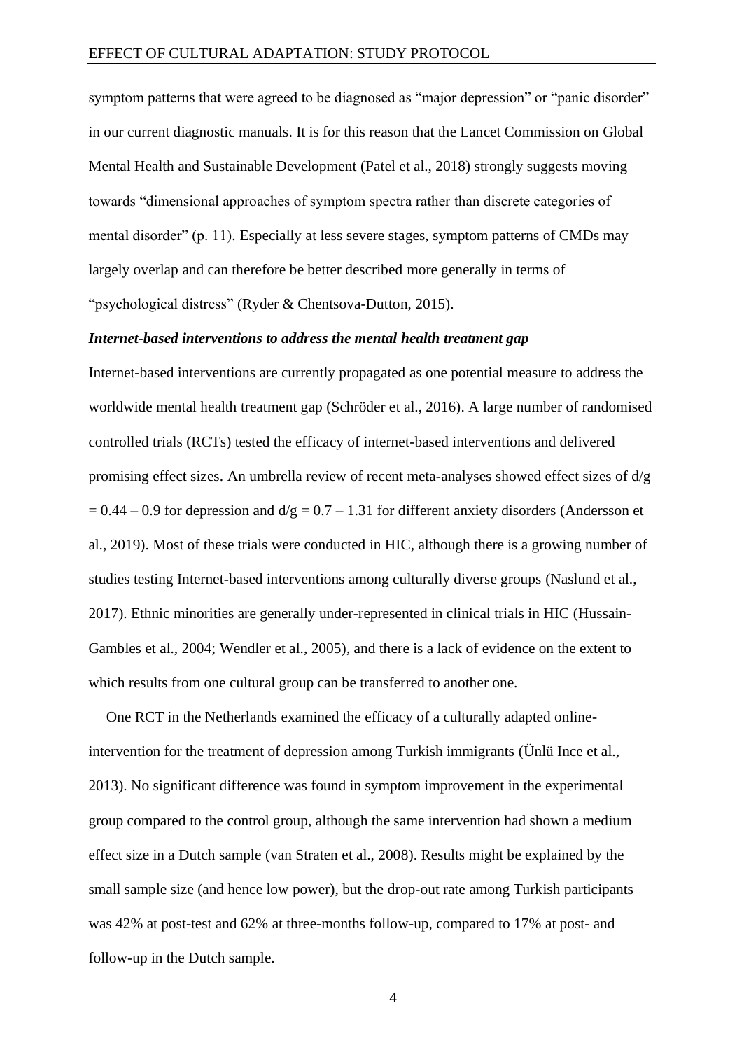symptom patterns that were agreed to be diagnosed as "major depression" or "panic disorder" in our current diagnostic manuals. It is for this reason that the Lancet Commission on Global Mental Health and Sustainable Development (Patel et al., 2018) strongly suggests moving towards "dimensional approaches of symptom spectra rather than discrete categories of mental disorder" (p. 11). Especially at less severe stages, symptom patterns of CMDs may largely overlap and can therefore be better described more generally in terms of "psychological distress" (Ryder & Chentsova-Dutton, 2015).

***Internet-based interventions to address the mental health treatment gap***

Internet-based interventions are currently propagated as one potential measure to address the worldwide mental health treatment gap (Schröder et al., 2016). A large number of randomised controlled trials (RCTs) tested the efficacy of internet-based interventions and delivered promising effect sizes. An umbrella review of recent meta-analyses showed effect sizes of d/g = 0.44 – 0.9 for depression and d/g = 0.7 – 1.31 for different anxiety disorders (Andersson et al., 2019). Most of these trials were conducted in HIC, although there is a growing number of studies testing Internet-based interventions among culturally diverse groups (Naslund et al., 2017). Ethnic minorities are generally under-represented in clinical trials in HIC (Hussain-Gambles et al., 2004; Wendler et al., 2005), and there is a lack of evidence on the extent to which results from one cultural group can be transferred to another one.

One RCT in the Netherlands examined the efficacy of a culturally adapted online-intervention for the treatment of depression among Turkish immigrants (Ünlü Ince et al., 2013). No significant difference was found in symptom improvement in the experimental group compared to the control group, although the same intervention had shown a medium effect size in a Dutch sample (van Straten et al., 2008). Results might be explained by the small sample size (and hence low power), but the drop-out rate among Turkish participants was 42% at post-test and 62% at three-months follow-up, compared to 17% at post- and follow-up in the Dutch sample.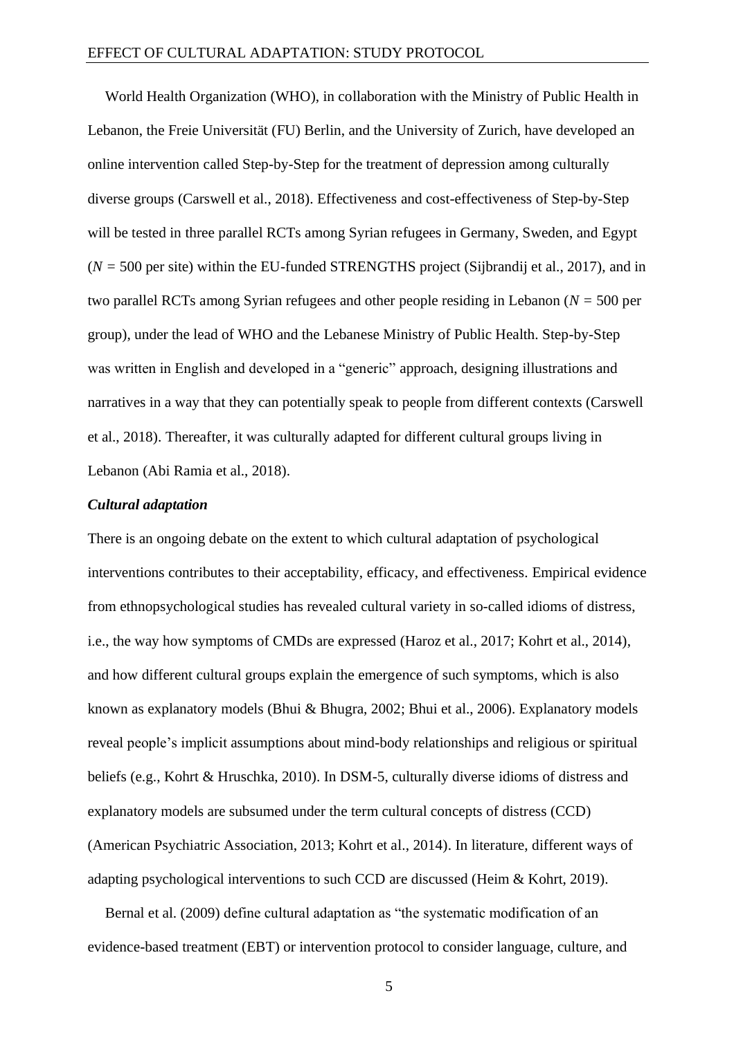World Health Organization (WHO), in collaboration with the Ministry of Public Health in Lebanon, the Freie Universität (FU) Berlin, and the University of Zurich, have developed an online intervention called Step-by-Step for the treatment of depression among culturally diverse groups (Carswell et al., 2018). Effectiveness and cost-effectiveness of Step-by-Step will be tested in three parallel RCTs among Syrian refugees in Germany, Sweden, and Egypt ($N$ = 500 per site) within the EU-funded STRENGTHS project (Sijbrandij et al., 2017), and in two parallel RCTs among Syrian refugees and other people residing in Lebanon ($N$ = 500 per group), under the lead of WHO and the Lebanese Ministry of Public Health. Step-by-Step was written in English and developed in a "generic" approach, designing illustrations and narratives in a way that they can potentially speak to people from different contexts (Carswell et al., 2018). Thereafter, it was culturally adapted for different cultural groups living in Lebanon (Abi Ramia et al., 2018).

### *Cultural adaptation*

There is an ongoing debate on the extent to which cultural adaptation of psychological interventions contributes to their acceptability, efficacy, and effectiveness. Empirical evidence from ethnopsychological studies has revealed cultural variety in so-called idioms of distress, i.e., the way how symptoms of CMDs are expressed (Haroz et al., 2017; Kohrt et al., 2014), and how different cultural groups explain the emergence of such symptoms, which is also known as explanatory models (Bhui & Bhugra, 2002; Bhui et al., 2006). Explanatory models reveal people's implicit assumptions about mind-body relationships and religious or spiritual beliefs (e.g., Kohrt & Hruschka, 2010). In DSM-5, culturally diverse idioms of distress and explanatory models are subsumed under the term cultural concepts of distress (CCD) (American Psychiatric Association, 2013; Kohrt et al., 2014). In literature, different ways of adapting psychological interventions to such CCD are discussed (Heim & Kohrt, 2019).

Bernal et al. (2009) define cultural adaptation as "the systematic modification of an evidence-based treatment (EBT) or intervention protocol to consider language, culture, and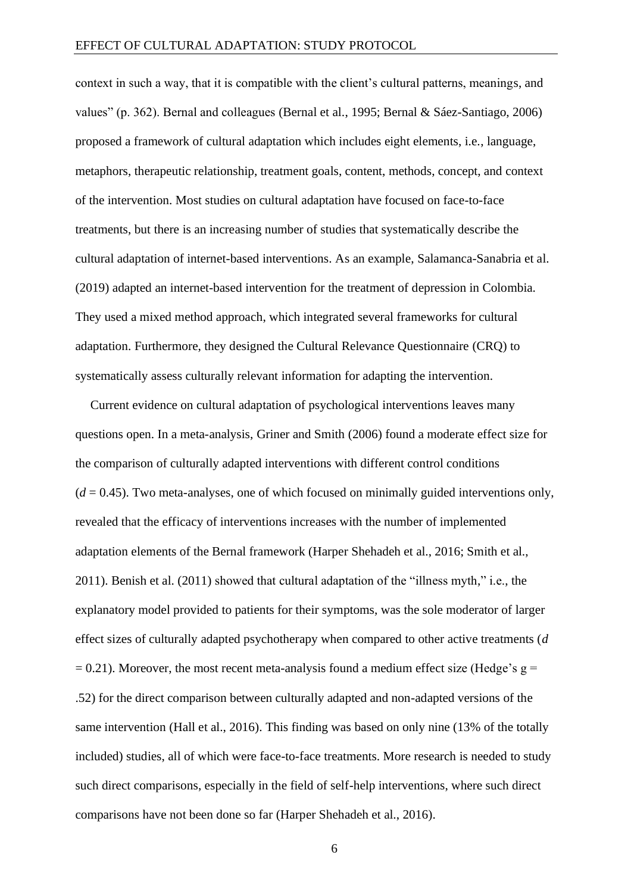context in such a way, that it is compatible with the client's cultural patterns, meanings, and values" (p. 362). Bernal and colleagues (Bernal et al., 1995; Bernal & Sáez-Santiago, 2006) proposed a framework of cultural adaptation which includes eight elements, i.e., language, metaphors, therapeutic relationship, treatment goals, content, methods, concept, and context of the intervention. Most studies on cultural adaptation have focused on face-to-face treatments, but there is an increasing number of studies that systematically describe the cultural adaptation of internet-based interventions. As an example, Salamanca-Sanabria et al. (2019) adapted an internet-based intervention for the treatment of depression in Colombia. They used a mixed method approach, which integrated several frameworks for cultural adaptation. Furthermore, they designed the Cultural Relevance Questionnaire (CRQ) to systematically assess culturally relevant information for adapting the intervention.

Current evidence on cultural adaptation of psychological interventions leaves many questions open. In a meta-analysis, Griner and Smith (2006) found a moderate effect size for the comparison of culturally adapted interventions with different control conditions ($d = 0.45$). Two meta-analyses, one of which focused on minimally guided interventions only, revealed that the efficacy of interventions increases with the number of implemented adaptation elements of the Bernal framework (Harper Shehadeh et al., 2016; Smith et al., 2011). Benish et al. (2011) showed that cultural adaptation of the "illness myth," i.e., the explanatory model provided to patients for their symptoms, was the sole moderator of larger effect sizes of culturally adapted psychotherapy when compared to other active treatments ($d = 0.21$). Moreover, the most recent meta-analysis found a medium effect size (Hedge's $g = .52$) for the direct comparison between culturally adapted and non-adapted versions of the same intervention (Hall et al., 2016). This finding was based on only nine (13% of the totally included) studies, all of which were face-to-face treatments. More research is needed to study such direct comparisons, especially in the field of self-help interventions, where such direct comparisons have not been done so far (Harper Shehadeh et al., 2016).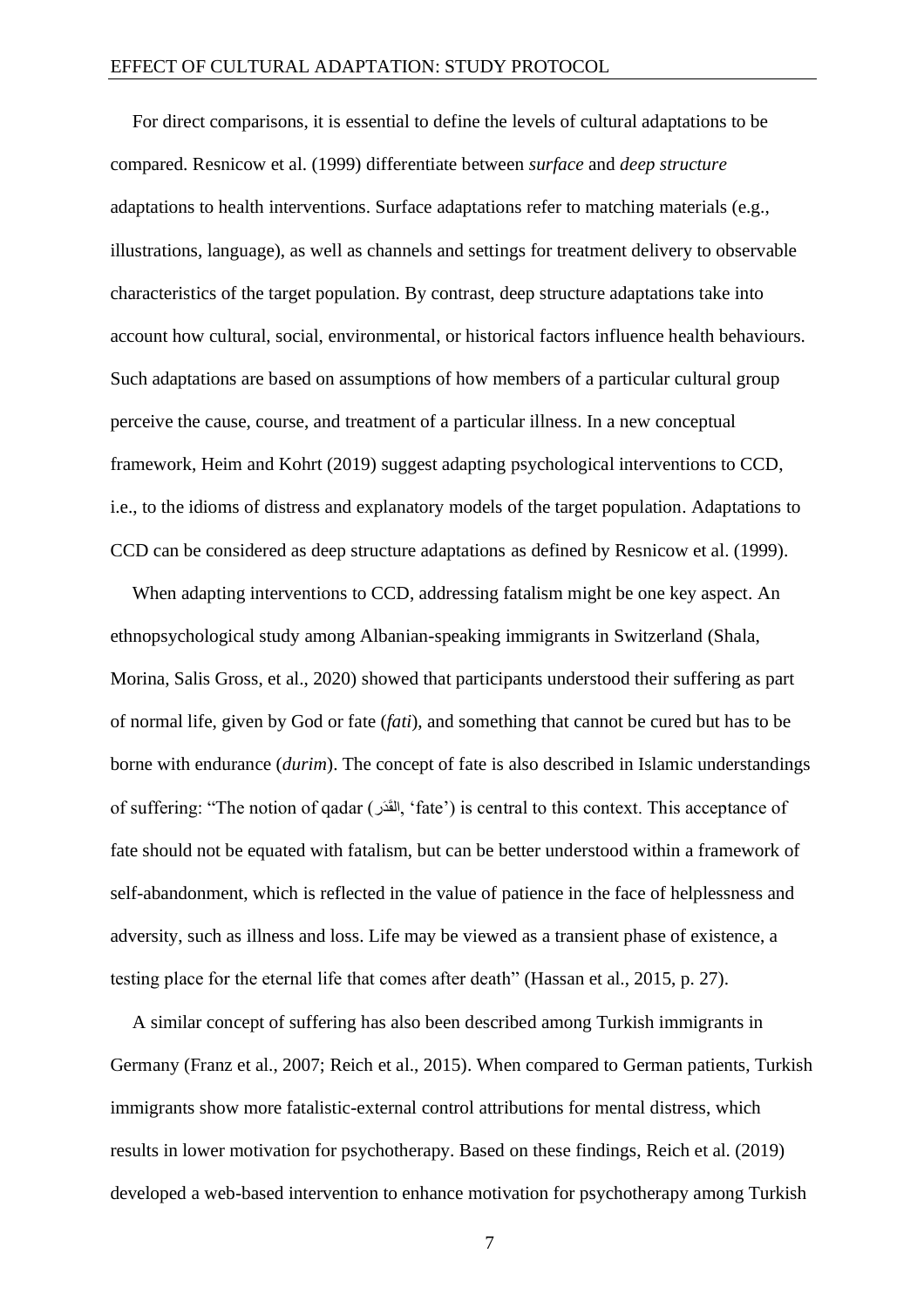For direct comparisons, it is essential to define the levels of cultural adaptations to be compared. Resnicow et al. (1999) differentiate between *surface* and *deep structure* adaptations to health interventions. Surface adaptations refer to matching materials (e.g., illustrations, language), as well as channels and settings for treatment delivery to observable characteristics of the target population. By contrast, deep structure adaptations take into account how cultural, social, environmental, or historical factors influence health behaviours. Such adaptations are based on assumptions of how members of a particular cultural group perceive the cause, course, and treatment of a particular illness. In a new conceptual framework, Heim and Kohrt (2019) suggest adapting psychological interventions to CCD, i.e., to the idioms of distress and explanatory models of the target population. Adaptations to CCD can be considered as deep structure adaptations as defined by Resnicow et al. (1999).

When adapting interventions to CCD, addressing fatalism might be one key aspect. An ethnopsychological study among Albanian-speaking immigrants in Switzerland (Shala, Morina, Salis Gross, et al., 2020) showed that participants understood their suffering as part of normal life, given by God or fate (*fati*), and something that cannot be cured but has to be borne with endurance (*durim*). The concept of fate is also described in Islamic understandings of suffering: "The notion of qadar (القَدَر, 'fate') is central to this context. This acceptance of fate should not be equated with fatalism, but can be better understood within a framework of self-abandonment, which is reflected in the value of patience in the face of helplessness and adversity, such as illness and loss. Life may be viewed as a transient phase of existence, a testing place for the eternal life that comes after death" (Hassan et al., 2015, p. 27).

A similar concept of suffering has also been described among Turkish immigrants in Germany (Franz et al., 2007; Reich et al., 2015). When compared to German patients, Turkish immigrants show more fatalistic-external control attributions for mental distress, which results in lower motivation for psychotherapy. Based on these findings, Reich et al. (2019) developed a web-based intervention to enhance motivation for psychotherapy among Turkish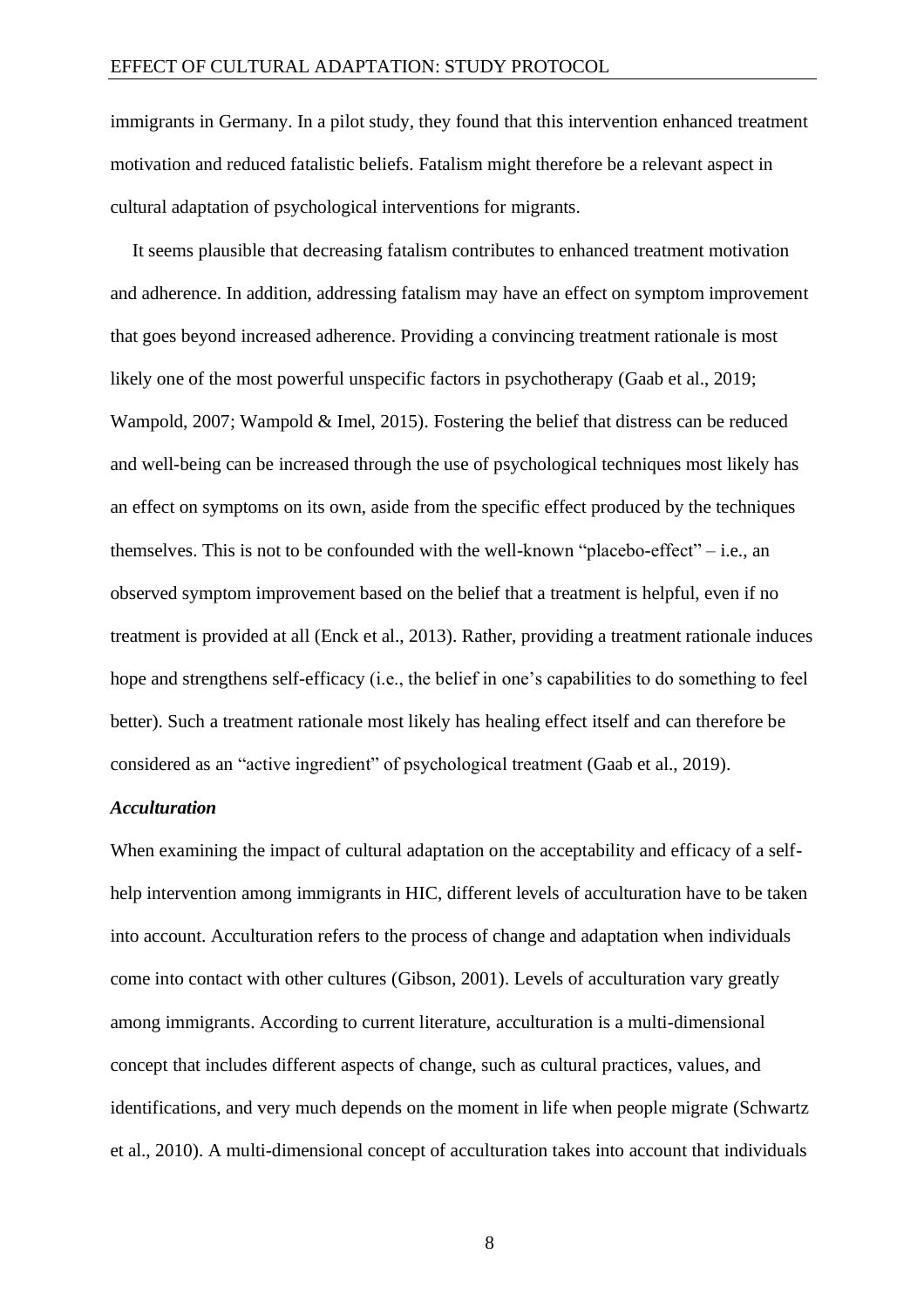immigrants in Germany. In a pilot study, they found that this intervention enhanced treatment motivation and reduced fatalistic beliefs. Fatalism might therefore be a relevant aspect in cultural adaptation of psychological interventions for migrants.

It seems plausible that decreasing fatalism contributes to enhanced treatment motivation and adherence. In addition, addressing fatalism may have an effect on symptom improvement that goes beyond increased adherence. Providing a convincing treatment rationale is most likely one of the most powerful unspecific factors in psychotherapy (Gaab et al., 2019; Wampold, 2007; Wampold & Imel, 2015). Fostering the belief that distress can be reduced and well-being can be increased through the use of psychological techniques most likely has an effect on symptoms on its own, aside from the specific effect produced by the techniques themselves. This is not to be confounded with the well-known "placebo-effect" – i.e., an observed symptom improvement based on the belief that a treatment is helpful, even if no treatment is provided at all (Enck et al., 2013). Rather, providing a treatment rationale induces hope and strengthens self-efficacy (i.e., the belief in one's capabilities to do something to feel better). Such a treatment rationale most likely has healing effect itself and can therefore be considered as an "active ingredient" of psychological treatment (Gaab et al., 2019).

### *Acculturation*

When examining the impact of cultural adaptation on the acceptability and efficacy of a self-help intervention among immigrants in HIC, different levels of acculturation have to be taken into account. Acculturation refers to the process of change and adaptation when individuals come into contact with other cultures (Gibson, 2001). Levels of acculturation vary greatly among immigrants. According to current literature, acculturation is a multi-dimensional concept that includes different aspects of change, such as cultural practices, values, and identifications, and very much depends on the moment in life when people migrate (Schwartz et al., 2010). A multi-dimensional concept of acculturation takes into account that individuals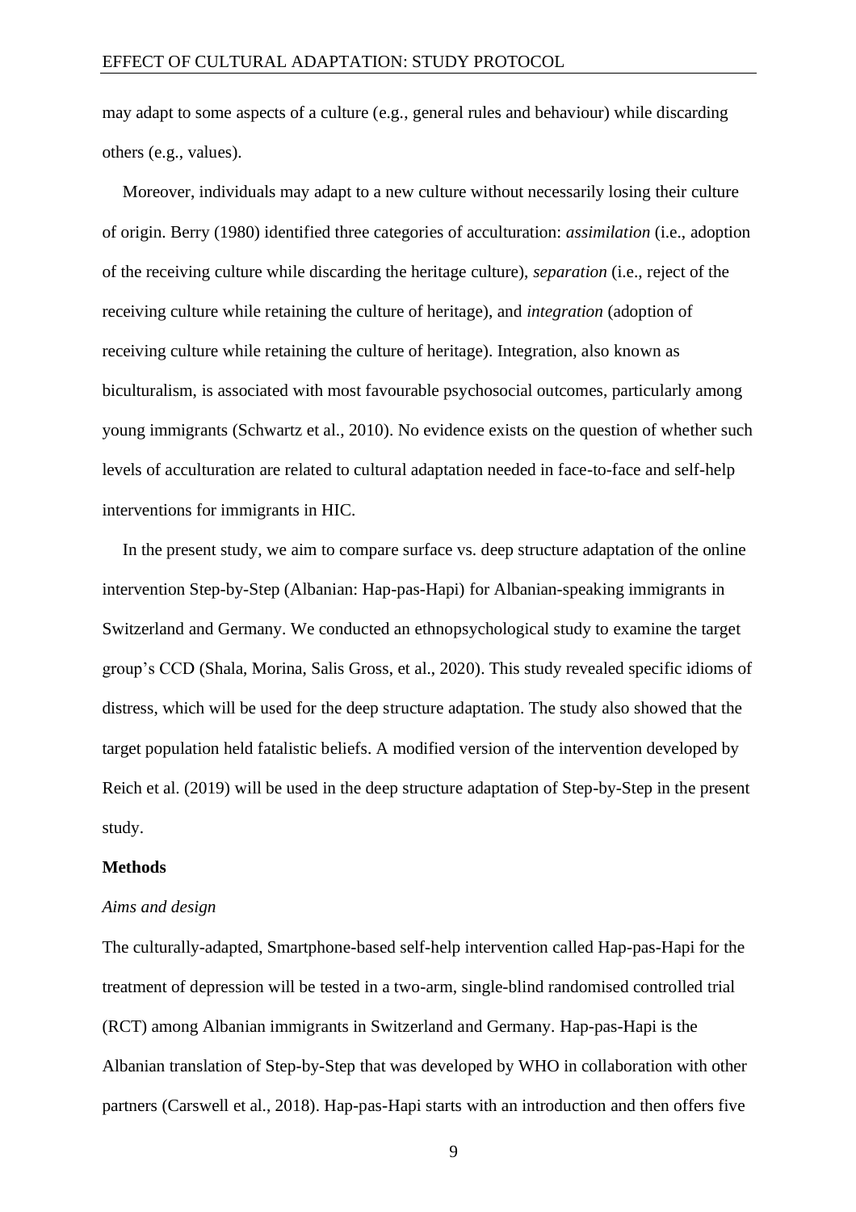may adapt to some aspects of a culture (e.g., general rules and behaviour) while discarding others (e.g., values).

Moreover, individuals may adapt to a new culture without necessarily losing their culture of origin. Berry (1980) identified three categories of acculturation: *assimilation* (i.e., adoption of the receiving culture while discarding the heritage culture), *separation* (i.e., reject of the receiving culture while retaining the culture of heritage), and *integration* (adoption of receiving culture while retaining the culture of heritage). Integration, also known as biculturalism, is associated with most favourable psychosocial outcomes, particularly among young immigrants (Schwartz et al., 2010). No evidence exists on the question of whether such levels of acculturation are related to cultural adaptation needed in face-to-face and self-help interventions for immigrants in HIC.

In the present study, we aim to compare surface vs. deep structure adaptation of the online intervention Step-by-Step (Albanian: Hap-pas-Hapi) for Albanian-speaking immigrants in Switzerland and Germany. We conducted an ethnopsychological study to examine the target group's CCD (Shala, Morina, Salis Gross, et al., 2020). This study revealed specific idioms of distress, which will be used for the deep structure adaptation. The study also showed that the target population held fatalistic beliefs. A modified version of the intervention developed by Reich et al. (2019) will be used in the deep structure adaptation of Step-by-Step in the present study.

## Methods

### *Aims and design*

The culturally-adapted, Smartphone-based self-help intervention called Hap-pas-Hapi for the treatment of depression will be tested in a two-arm, single-blind randomised controlled trial (RCT) among Albanian immigrants in Switzerland and Germany. Hap-pas-Hapi is the Albanian translation of Step-by-Step that was developed by WHO in collaboration with other partners (Carswell et al., 2018). Hap-pas-Hapi starts with an introduction and then offers five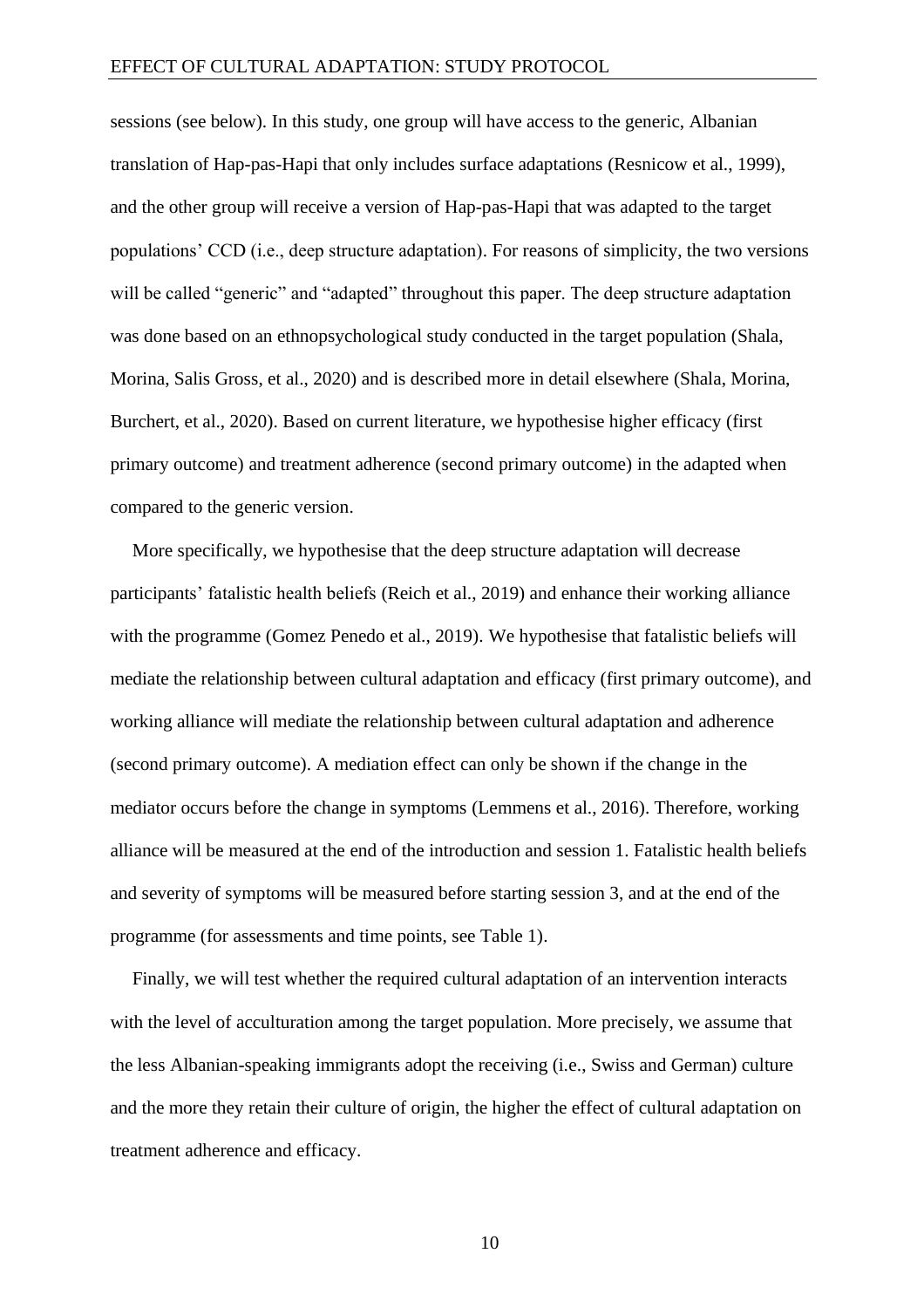sessions (see below). In this study, one group will have access to the generic, Albanian translation of Hap-pas-Hapi that only includes surface adaptations (Resnicow et al., 1999), and the other group will receive a version of Hap-pas-Hapi that was adapted to the target populations' CCD (i.e., deep structure adaptation). For reasons of simplicity, the two versions will be called "generic" and "adapted" throughout this paper. The deep structure adaptation was done based on an ethnopsychological study conducted in the target population (Shala, Morina, Salis Gross, et al., 2020) and is described more in detail elsewhere (Shala, Morina, Burchert, et al., 2020). Based on current literature, we hypothesise higher efficacy (first primary outcome) and treatment adherence (second primary outcome) in the adapted when compared to the generic version.

More specifically, we hypothesise that the deep structure adaptation will decrease participants' fatalistic health beliefs (Reich et al., 2019) and enhance their working alliance with the programme (Gomez Penedo et al., 2019). We hypothesise that fatalistic beliefs will mediate the relationship between cultural adaptation and efficacy (first primary outcome), and working alliance will mediate the relationship between cultural adaptation and adherence (second primary outcome). A mediation effect can only be shown if the change in the mediator occurs before the change in symptoms (Lemmens et al., 2016). Therefore, working alliance will be measured at the end of the introduction and session 1. Fatalistic health beliefs and severity of symptoms will be measured before starting session 3, and at the end of the programme (for assessments and time points, see Table 1).

Finally, we will test whether the required cultural adaptation of an intervention interacts with the level of acculturation among the target population. More precisely, we assume that the less Albanian-speaking immigrants adopt the receiving (i.e., Swiss and German) culture and the more they retain their culture of origin, the higher the effect of cultural adaptation on treatment adherence and efficacy.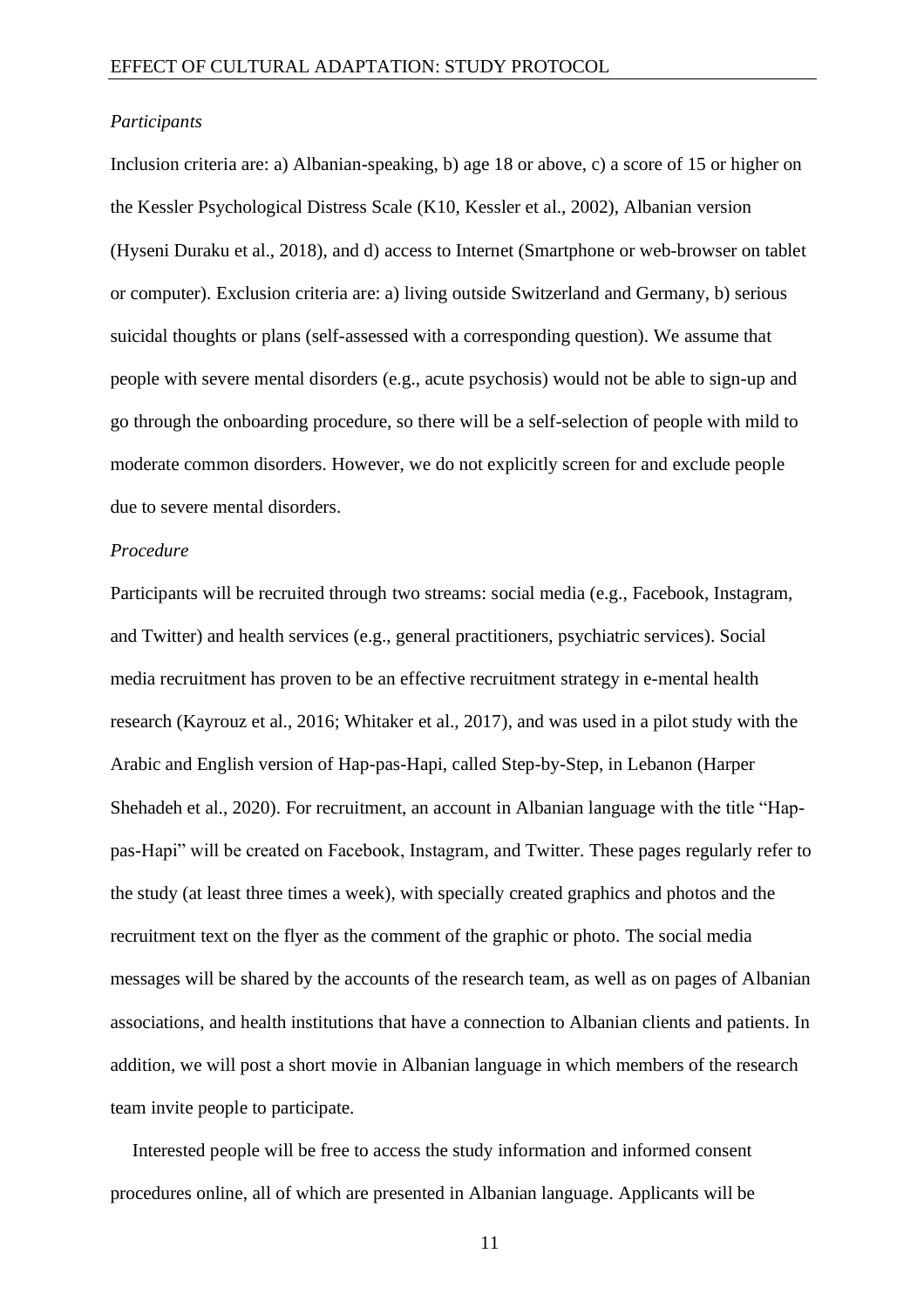*Participants*

Inclusion criteria are: a) Albanian-speaking, b) age 18 or above, c) a score of 15 or higher on the Kessler Psychological Distress Scale (K10, Kessler et al., 2002), Albanian version (Hyseni Duraku et al., 2018), and d) access to Internet (Smartphone or web-browser on tablet or computer). Exclusion criteria are: a) living outside Switzerland and Germany, b) serious suicidal thoughts or plans (self-assessed with a corresponding question). We assume that people with severe mental disorders (e.g., acute psychosis) would not be able to sign-up and go through the onboarding procedure, so there will be a self-selection of people with mild to moderate common disorders. However, we do not explicitly screen for and exclude people due to severe mental disorders.

*Procedure*

Participants will be recruited through two streams: social media (e.g., Facebook, Instagram, and Twitter) and health services (e.g., general practitioners, psychiatric services). Social media recruitment has proven to be an effective recruitment strategy in e-mental health research (Kayrouz et al., 2016; Whitaker et al., 2017), and was used in a pilot study with the Arabic and English version of Hap-pas-Hapi, called Step-by-Step, in Lebanon (Harper Shehadeh et al., 2020). For recruitment, an account in Albanian language with the title "Hap-pas-Hapi" will be created on Facebook, Instagram, and Twitter. These pages regularly refer to the study (at least three times a week), with specially created graphics and photos and the recruitment text on the flyer as the comment of the graphic or photo. The social media messages will be shared by the accounts of the research team, as well as on pages of Albanian associations, and health institutions that have a connection to Albanian clients and patients. In addition, we will post a short movie in Albanian language in which members of the research team invite people to participate.

Interested people will be free to access the study information and informed consent procedures online, all of which are presented in Albanian language. Applicants will be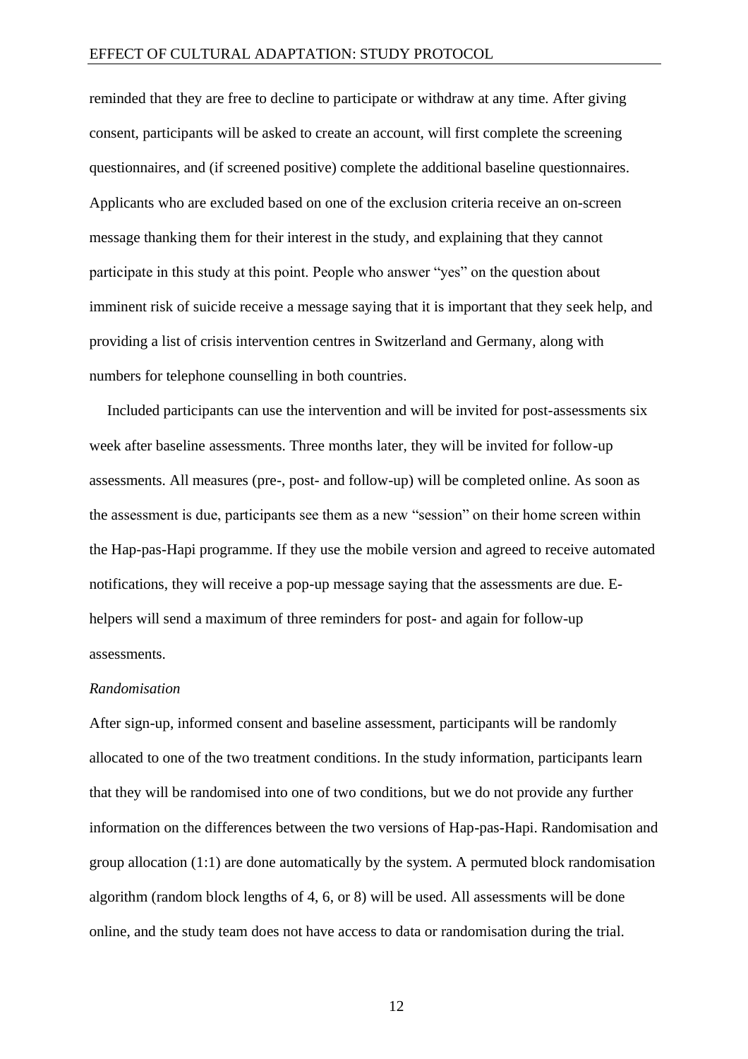reminded that they are free to decline to participate or withdraw at any time. After giving consent, participants will be asked to create an account, will first complete the screening questionnaires, and (if screened positive) complete the additional baseline questionnaires. Applicants who are excluded based on one of the exclusion criteria receive an on-screen message thanking them for their interest in the study, and explaining that they cannot participate in this study at this point. People who answer "yes" on the question about imminent risk of suicide receive a message saying that it is important that they seek help, and providing a list of crisis intervention centres in Switzerland and Germany, along with numbers for telephone counselling in both countries.

Included participants can use the intervention and will be invited for post-assessments six week after baseline assessments. Three months later, they will be invited for follow-up assessments. All measures (pre-, post- and follow-up) will be completed online. As soon as the assessment is due, participants see them as a new "session" on their home screen within the Hap-pas-Hapi programme. If they use the mobile version and agreed to receive automated notifications, they will receive a pop-up message saying that the assessments are due. E-helpers will send a maximum of three reminders for post- and again for follow-up assessments.

*Randomisation*

After sign-up, informed consent and baseline assessment, participants will be randomly allocated to one of the two treatment conditions. In the study information, participants learn that they will be randomised into one of two conditions, but we do not provide any further information on the differences between the two versions of Hap-pas-Hapi. Randomisation and group allocation (1:1) are done automatically by the system. A permuted block randomisation algorithm (random block lengths of 4, 6, or 8) will be used. All assessments will be done online, and the study team does not have access to data or randomisation during the trial.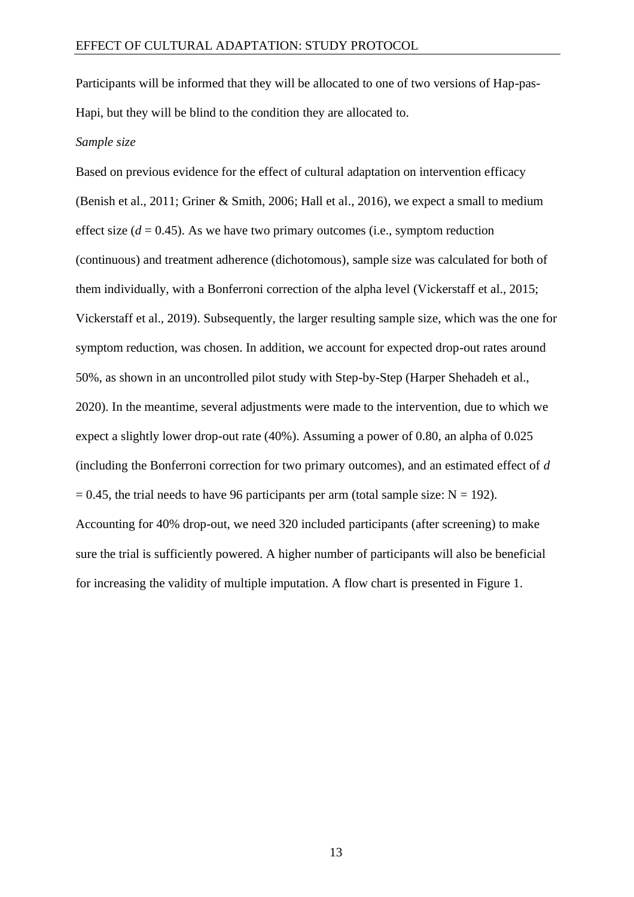Participants will be informed that they will be allocated to one of two versions of Hap-pas-Hapi, but they will be blind to the condition they are allocated to.

*Sample size*

Based on previous evidence for the effect of cultural adaptation on intervention efficacy (Benish et al., 2011; Griner & Smith, 2006; Hall et al., 2016), we expect a small to medium effect size ($d = 0.45$). As we have two primary outcomes (i.e., symptom reduction (continuous) and treatment adherence (dichotomous), sample size was calculated for both of them individually, with a Bonferroni correction of the alpha level (Vickerstaff et al., 2015; Vickerstaff et al., 2019). Subsequently, the larger resulting sample size, which was the one for symptom reduction, was chosen. In addition, we account for expected drop-out rates around 50%, as shown in an uncontrolled pilot study with Step-by-Step (Harper Shehadeh et al., 2020). In the meantime, several adjustments were made to the intervention, due to which we expect a slightly lower drop-out rate (40%). Assuming a power of 0.80, an alpha of 0.025 (including the Bonferroni correction for two primary outcomes), and an estimated effect of $d = 0.45$, the trial needs to have 96 participants per arm (total sample size: $N = 192$). Accounting for 40% drop-out, we need 320 included participants (after screening) to make sure the trial is sufficiently powered. A higher number of participants will also be beneficial for increasing the validity of multiple imputation. A flow chart is presented in Figure 1.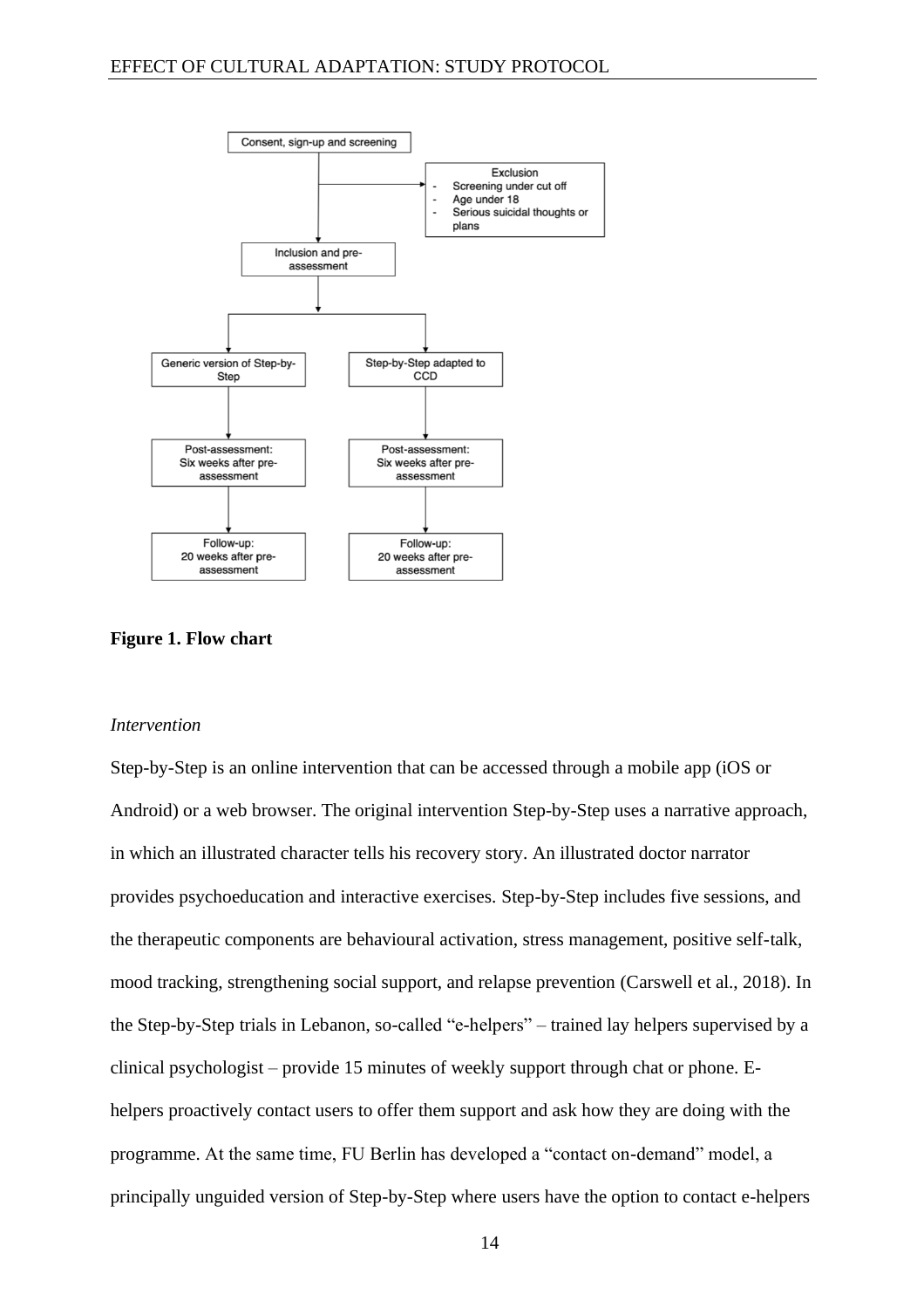Consent, sign-up and screening

Exclusion
- Screening under cut off
- Age under 18
- Serious suicidal thoughts or plans

Inclusion and pre-assessment

| Generic version of Step-by-Step | Step-by-Step adapted to CCD |
| --- | --- |
| Post-assessment: Six weeks after pre-assessment | Post-assessment: Six weeks after pre-assessment |
| Follow-up: 20 weeks after pre-assessment | Follow-up: 20 weeks after pre-assessment |

**Figure 1. Flow chart**

*Intervention*

Step-by-Step is an online intervention that can be accessed through a mobile app (iOS or Android) or a web browser. The original intervention Step-by-Step uses a narrative approach, in which an illustrated character tells his recovery story. An illustrated doctor narrator provides psychoeducation and interactive exercises. Step-by-Step includes five sessions, and the therapeutic components are behavioural activation, stress management, positive self-talk, mood tracking, strengthening social support, and relapse prevention (Carswell et al., 2018). In the Step-by-Step trials in Lebanon, so-called "e-helpers" – trained lay helpers supervised by a clinical psychologist – provide 15 minutes of weekly support through chat or phone. E-helpers proactively contact users to offer them support and ask how they are doing with the programme. At the same time, FU Berlin has developed a "contact on-demand" model, a principally unguided version of Step-by-Step where users have the option to contact e-helpers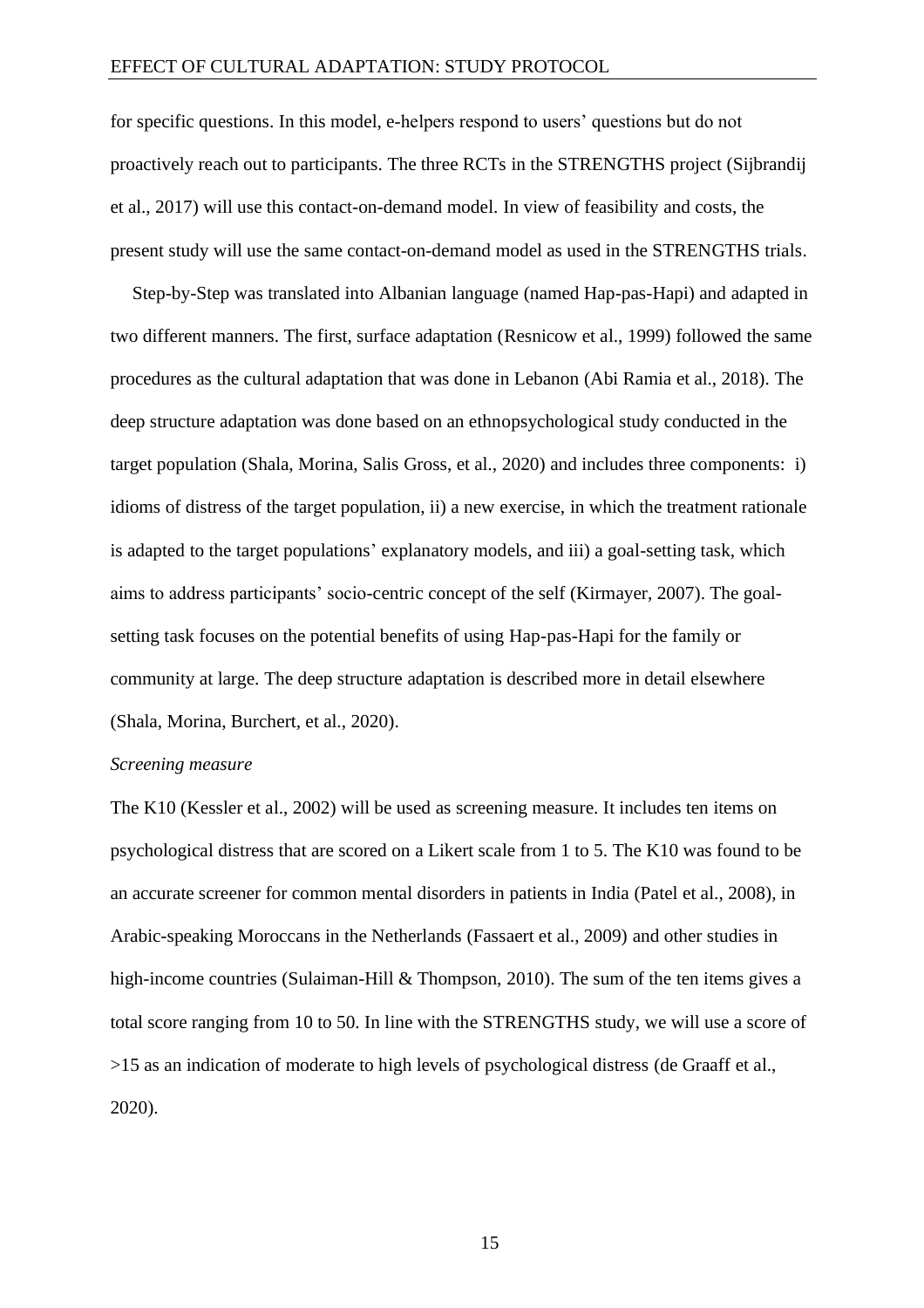for specific questions. In this model, e-helpers respond to users' questions but do not proactively reach out to participants. The three RCTs in the STRENGTHS project (Sijbrandij et al., 2017) will use this contact-on-demand model. In view of feasibility and costs, the present study will use the same contact-on-demand model as used in the STRENGTHS trials.

Step-by-Step was translated into Albanian language (named Hap-pas-Hapi) and adapted in two different manners. The first, surface adaptation (Resnicow et al., 1999) followed the same procedures as the cultural adaptation that was done in Lebanon (Abi Ramia et al., 2018). The deep structure adaptation was done based on an ethnopsychological study conducted in the target population (Shala, Morina, Salis Gross, et al., 2020) and includes three components: i) idioms of distress of the target population, ii) a new exercise, in which the treatment rationale is adapted to the target populations' explanatory models, and iii) a goal-setting task, which aims to address participants' socio-centric concept of the self (Kirmayer, 2007). The goal-setting task focuses on the potential benefits of using Hap-pas-Hapi for the family or community at large. The deep structure adaptation is described more in detail elsewhere (Shala, Morina, Burchert, et al., 2020).

*Screening measure*

The K10 (Kessler et al., 2002) will be used as screening measure. It includes ten items on psychological distress that are scored on a Likert scale from 1 to 5. The K10 was found to be an accurate screener for common mental disorders in patients in India (Patel et al., 2008), in Arabic-speaking Moroccans in the Netherlands (Fassaert et al., 2009) and other studies in high-income countries (Sulaiman-Hill & Thompson, 2010). The sum of the ten items gives a total score ranging from 10 to 50. In line with the STRENGTHS study, we will use a score of >15 as an indication of moderate to high levels of psychological distress (de Graaff et al., 2020).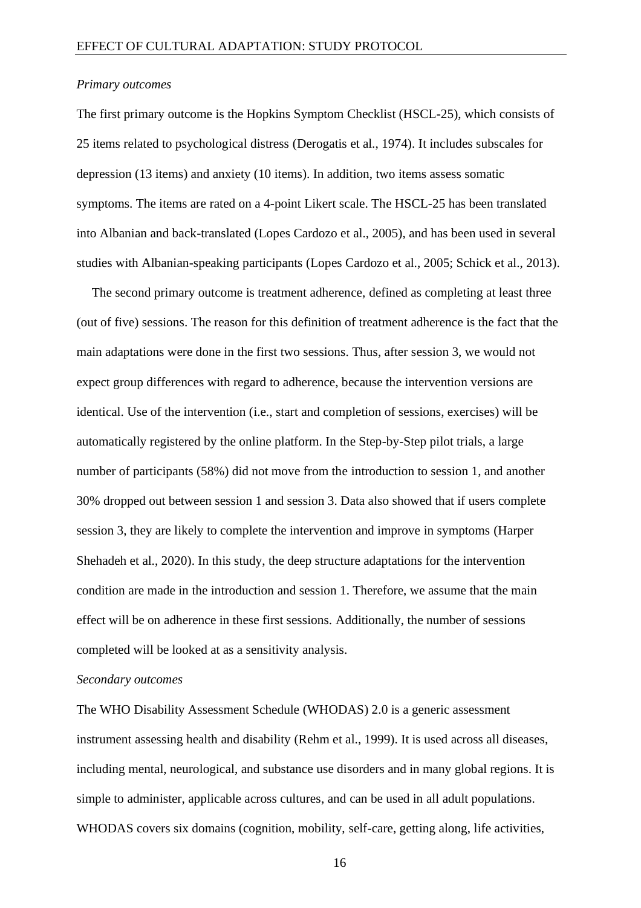*Primary outcomes*

The first primary outcome is the Hopkins Symptom Checklist (HSCL-25), which consists of 25 items related to psychological distress (Derogatis et al., 1974). It includes subscales for depression (13 items) and anxiety (10 items). In addition, two items assess somatic symptoms. The items are rated on a 4-point Likert scale. The HSCL-25 has been translated into Albanian and back-translated (Lopes Cardozo et al., 2005), and has been used in several studies with Albanian-speaking participants (Lopes Cardozo et al., 2005; Schick et al., 2013).

The second primary outcome is treatment adherence, defined as completing at least three (out of five) sessions. The reason for this definition of treatment adherence is the fact that the main adaptations were done in the first two sessions. Thus, after session 3, we would not expect group differences with regard to adherence, because the intervention versions are identical. Use of the intervention (i.e., start and completion of sessions, exercises) will be automatically registered by the online platform. In the Step-by-Step pilot trials, a large number of participants (58%) did not move from the introduction to session 1, and another 30% dropped out between session 1 and session 3. Data also showed that if users complete session 3, they are likely to complete the intervention and improve in symptoms (Harper Shehadeh et al., 2020). In this study, the deep structure adaptations for the intervention condition are made in the introduction and session 1. Therefore, we assume that the main effect will be on adherence in these first sessions. Additionally, the number of sessions completed will be looked at as a sensitivity analysis.

*Secondary outcomes*

The WHO Disability Assessment Schedule (WHODAS) 2.0 is a generic assessment instrument assessing health and disability (Rehm et al., 1999). It is used across all diseases, including mental, neurological, and substance use disorders and in many global regions. It is simple to administer, applicable across cultures, and can be used in all adult populations. WHODAS covers six domains (cognition, mobility, self-care, getting along, life activities,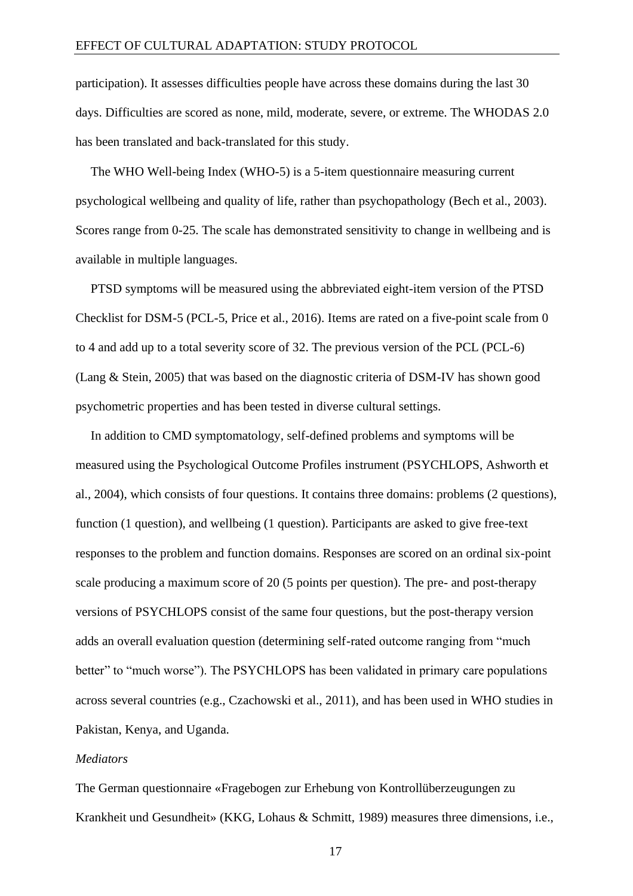participation). It assesses difficulties people have across these domains during the last 30 days. Difficulties are scored as none, mild, moderate, severe, or extreme. The WHODAS 2.0 has been translated and back-translated for this study.

The WHO Well-being Index (WHO-5) is a 5-item questionnaire measuring current psychological wellbeing and quality of life, rather than psychopathology (Bech et al., 2003). Scores range from 0-25. The scale has demonstrated sensitivity to change in wellbeing and is available in multiple languages.

PTSD symptoms will be measured using the abbreviated eight-item version of the PTSD Checklist for DSM-5 (PCL-5, Price et al., 2016). Items are rated on a five-point scale from 0 to 4 and add up to a total severity score of 32. The previous version of the PCL (PCL-6) (Lang & Stein, 2005) that was based on the diagnostic criteria of DSM-IV has shown good psychometric properties and has been tested in diverse cultural settings.

In addition to CMD symptomatology, self-defined problems and symptoms will be measured using the Psychological Outcome Profiles instrument (PSYCHLOPS, Ashworth et al., 2004), which consists of four questions. It contains three domains: problems (2 questions), function (1 question), and wellbeing (1 question). Participants are asked to give free-text responses to the problem and function domains. Responses are scored on an ordinal six-point scale producing a maximum score of 20 (5 points per question). The pre- and post-therapy versions of PSYCHLOPS consist of the same four questions, but the post-therapy version adds an overall evaluation question (determining self-rated outcome ranging from "much better" to "much worse"). The PSYCHLOPS has been validated in primary care populations across several countries (e.g., Czachowski et al., 2011), and has been used in WHO studies in Pakistan, Kenya, and Uganda.

*Mediators*

The German questionnaire «Fragebogen zur Erhebung von Kontrollüberzeugungen zu Krankheit und Gesundheit» (KKG, Lohaus & Schmitt, 1989) measures three dimensions, i.e.,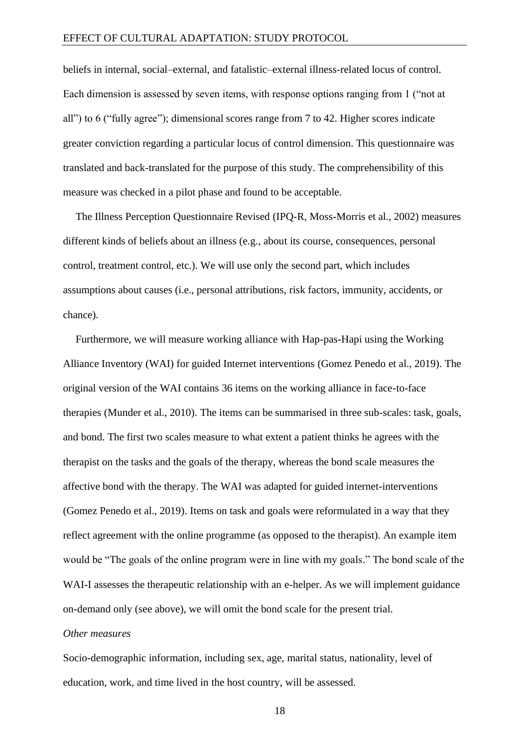beliefs in internal, social–external, and fatalistic–external illness-related locus of control. Each dimension is assessed by seven items, with response options ranging from 1 ("not at all") to 6 ("fully agree"); dimensional scores range from 7 to 42. Higher scores indicate greater conviction regarding a particular locus of control dimension. This questionnaire was translated and back-translated for the purpose of this study. The comprehensibility of this measure was checked in a pilot phase and found to be acceptable.

The Illness Perception Questionnaire Revised (IPQ-R, Moss-Morris et al., 2002) measures different kinds of beliefs about an illness (e.g., about its course, consequences, personal control, treatment control, etc.). We will use only the second part, which includes assumptions about causes (i.e., personal attributions, risk factors, immunity, accidents, or chance).

Furthermore, we will measure working alliance with Hap-pas-Hapi using the Working Alliance Inventory (WAI) for guided Internet interventions (Gomez Penedo et al., 2019). The original version of the WAI contains 36 items on the working alliance in face-to-face therapies (Munder et al., 2010). The items can be summarised in three sub-scales: task, goals, and bond. The first two scales measure to what extent a patient thinks he agrees with the therapist on the tasks and the goals of the therapy, whereas the bond scale measures the affective bond with the therapy. The WAI was adapted for guided internet-interventions (Gomez Penedo et al., 2019). Items on task and goals were reformulated in a way that they reflect agreement with the online programme (as opposed to the therapist). An example item would be "The goals of the online program were in line with my goals." The bond scale of the WAI-I assesses the therapeutic relationship with an e-helper. As we will implement guidance on-demand only (see above), we will omit the bond scale for the present trial.

*Other measures*

Socio-demographic information, including sex, age, marital status, nationality, level of education, work, and time lived in the host country, will be assessed.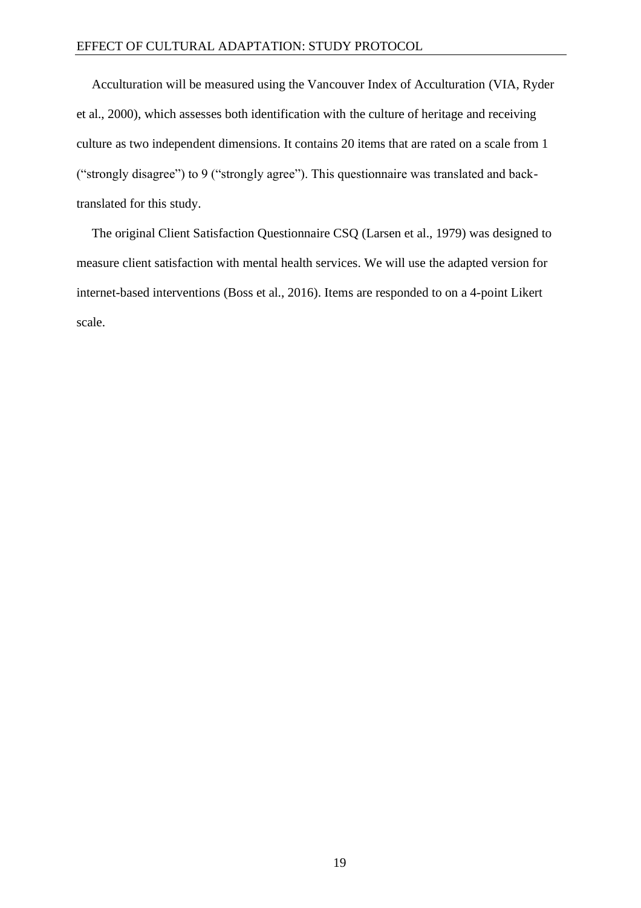Acculturation will be measured using the Vancouver Index of Acculturation (VIA, Ryder et al., 2000), which assesses both identification with the culture of heritage and receiving culture as two independent dimensions. It contains 20 items that are rated on a scale from 1 ("strongly disagree") to 9 ("strongly agree"). This questionnaire was translated and back-translated for this study.

The original Client Satisfaction Questionnaire CSQ (Larsen et al., 1979) was designed to measure client satisfaction with mental health services. We will use the adapted version for internet-based interventions (Boss et al., 2016). Items are responded to on a 4-point Likert scale.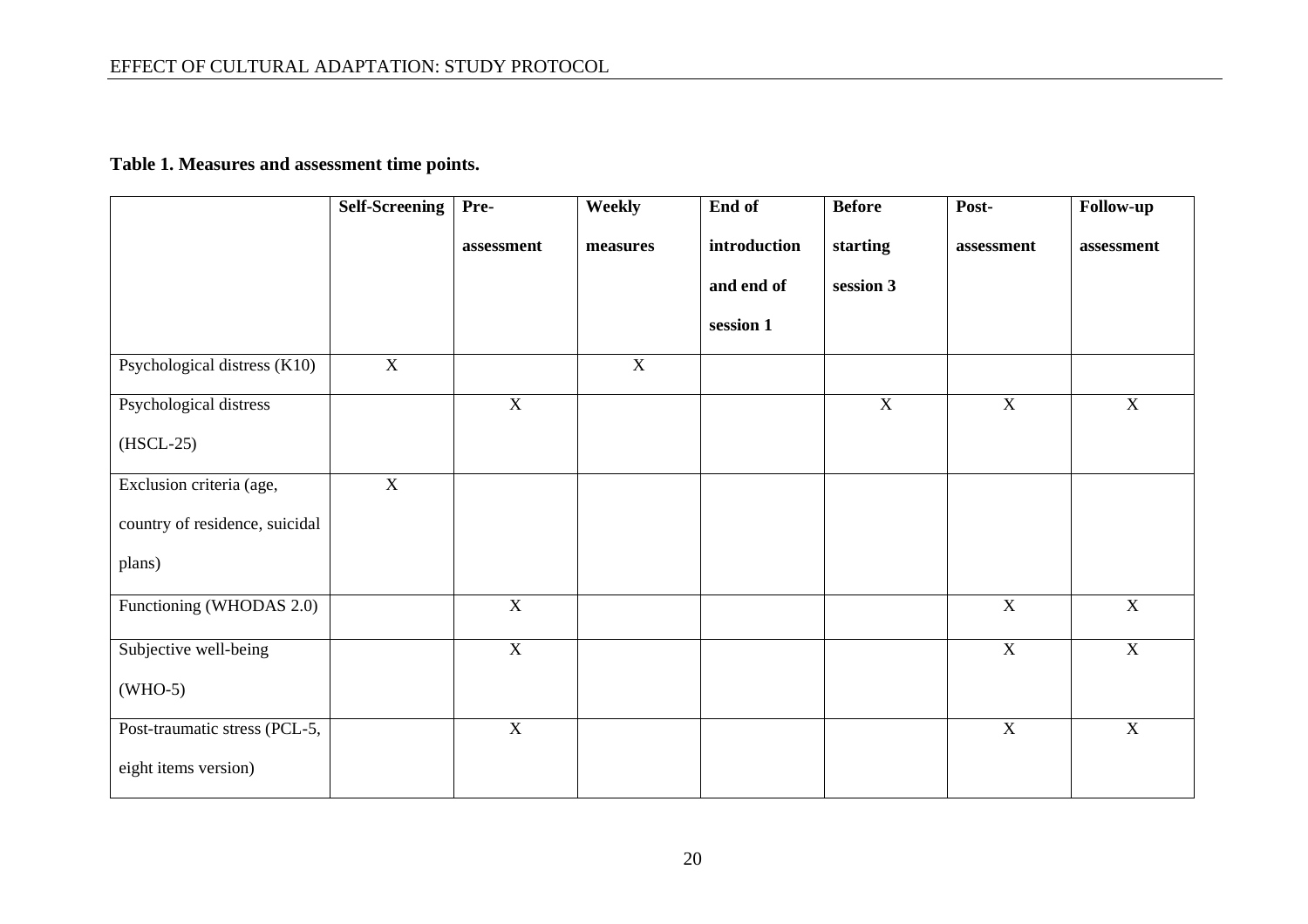**Table 1. Measures and assessment time points.**

| | Self-Screening | Pre-assessment | Weekly measures | End of introduction and end of session 1 | Before starting session 3 | Post-assessment | Follow-up assessment |
|---|---|---|---|---|---|---|---|
| Psychological distress (K10) | X | | X | | | | |
| Psychological distress (HSCL-25) | | X | | | X | X | X |
| Exclusion criteria (age, country of residence, suicidal plans) | X | | | | | | |
| Functioning (WHODAS 2.0) | | X | | | | X | X |
| Subjective well-being (WHO-5) | | X | | | | X | X |
| Post-traumatic stress (PCL-5, eight items version) | | X | | | | X | X |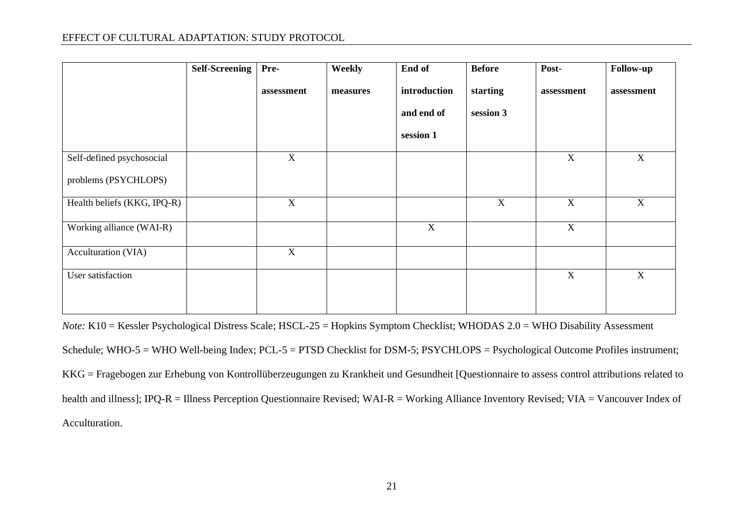| | Self-Screening | Pre-assessment | Weekly measures | End of introduction and end of session 1 | Before starting session 3 | Post-assessment | Follow-up assessment |
|---|---|---|---|---|---|---|---|
| Self-defined psychosocial problems (PSYCHLOPS) | | X | | | | X | X |
| Health beliefs (KKG, IPQ-R) | | X | | | X | X | X |
| Working alliance (WAI-R) | | | | X | | X | |
| Acculturation (VIA) | | X | | | | | |
| User satisfaction | | | | | | X | X |

*Note:* K10 = Kessler Psychological Distress Scale; HSCL-25 = Hopkins Symptom Checklist; WHODAS 2.0 = WHO Disability Assessment Schedule; WHO-5 = WHO Well-being Index; PCL-5 = PTSD Checklist for DSM-5; PSYCHLOPS = Psychological Outcome Profiles instrument; KKG = Fragebogen zur Erhebung von Kontrollüberzeugungen zu Krankheit und Gesundheit [Questionnaire to assess control attributions related to health and illness]; IPQ-R = Illness Perception Questionnaire Revised; WAI-R = Working Alliance Inventory Revised; VIA = Vancouver Index of Acculturation.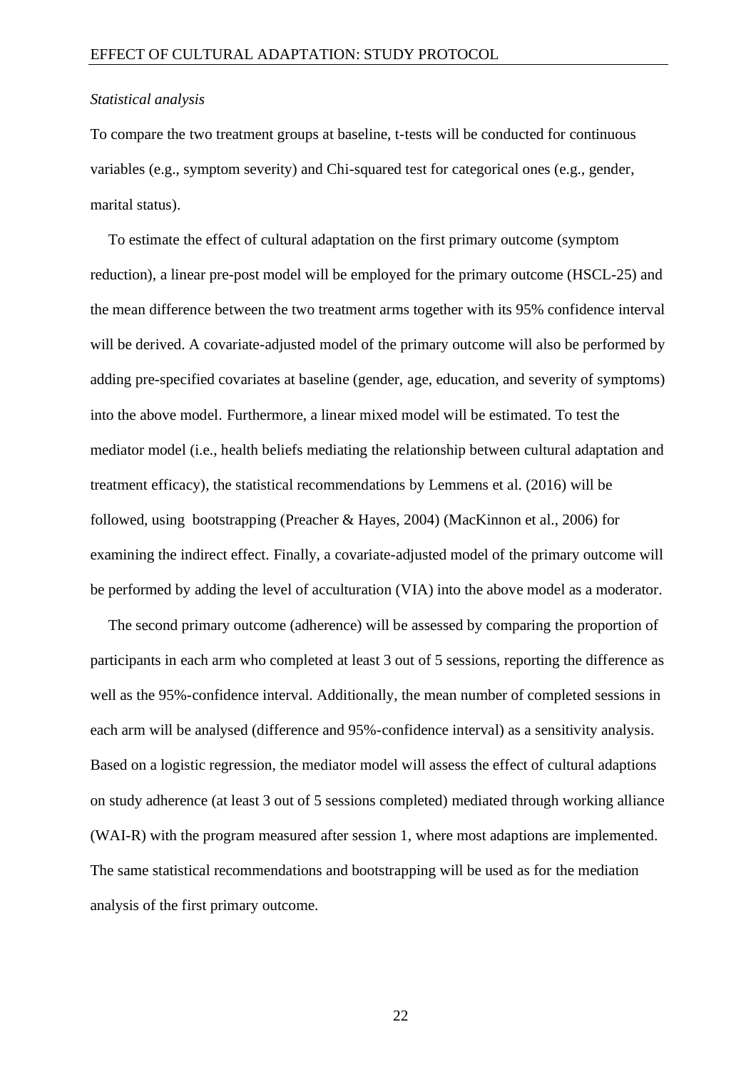*Statistical analysis*

To compare the two treatment groups at baseline, t-tests will be conducted for continuous variables (e.g., symptom severity) and Chi-squared test for categorical ones (e.g., gender, marital status).

To estimate the effect of cultural adaptation on the first primary outcome (symptom reduction), a linear pre-post model will be employed for the primary outcome (HSCL-25) and the mean difference between the two treatment arms together with its 95% confidence interval will be derived. A covariate-adjusted model of the primary outcome will also be performed by adding pre-specified covariates at baseline (gender, age, education, and severity of symptoms) into the above model. Furthermore, a linear mixed model will be estimated. To test the mediator model (i.e., health beliefs mediating the relationship between cultural adaptation and treatment efficacy), the statistical recommendations by Lemmens et al. (2016) will be followed, using bootstrapping (Preacher & Hayes, 2004) (MacKinnon et al., 2006) for examining the indirect effect. Finally, a covariate-adjusted model of the primary outcome will be performed by adding the level of acculturation (VIA) into the above model as a moderator.

The second primary outcome (adherence) will be assessed by comparing the proportion of participants in each arm who completed at least 3 out of 5 sessions, reporting the difference as well as the 95%-confidence interval. Additionally, the mean number of completed sessions in each arm will be analysed (difference and 95%-confidence interval) as a sensitivity analysis. Based on a logistic regression, the mediator model will assess the effect of cultural adaptions on study adherence (at least 3 out of 5 sessions completed) mediated through working alliance (WAI-R) with the program measured after session 1, where most adaptions are implemented. The same statistical recommendations and bootstrapping will be used as for the mediation analysis of the first primary outcome.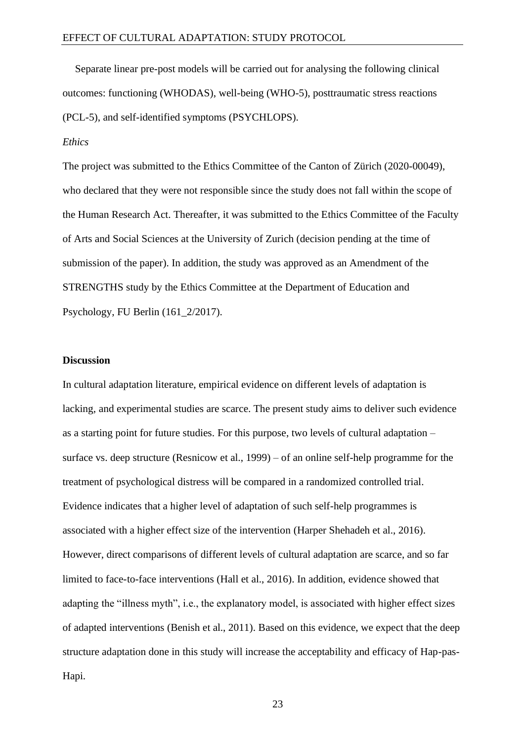Separate linear pre-post models will be carried out for analysing the following clinical outcomes: functioning (WHODAS), well-being (WHO-5), posttraumatic stress reactions (PCL-5), and self-identified symptoms (PSYCHLOPS).

*Ethics*

The project was submitted to the Ethics Committee of the Canton of Zürich (2020-00049), who declared that they were not responsible since the study does not fall within the scope of the Human Research Act. Thereafter, it was submitted to the Ethics Committee of the Faculty of Arts and Social Sciences at the University of Zurich (decision pending at the time of submission of the paper). In addition, the study was approved as an Amendment of the STRENGTHS study by the Ethics Committee at the Department of Education and Psychology, FU Berlin (161_2/2017).

## Discussion

In cultural adaptation literature, empirical evidence on different levels of adaptation is lacking, and experimental studies are scarce. The present study aims to deliver such evidence as a starting point for future studies. For this purpose, two levels of cultural adaptation – surface vs. deep structure (Resnicow et al., 1999) – of an online self-help programme for the treatment of psychological distress will be compared in a randomized controlled trial. Evidence indicates that a higher level of adaptation of such self-help programmes is associated with a higher effect size of the intervention (Harper Shehadeh et al., 2016). However, direct comparisons of different levels of cultural adaptation are scarce, and so far limited to face-to-face interventions (Hall et al., 2016). In addition, evidence showed that adapting the "illness myth", i.e., the explanatory model, is associated with higher effect sizes of adapted interventions (Benish et al., 2011). Based on this evidence, we expect that the deep structure adaptation done in this study will increase the acceptability and efficacy of Hap-pas-Hapi.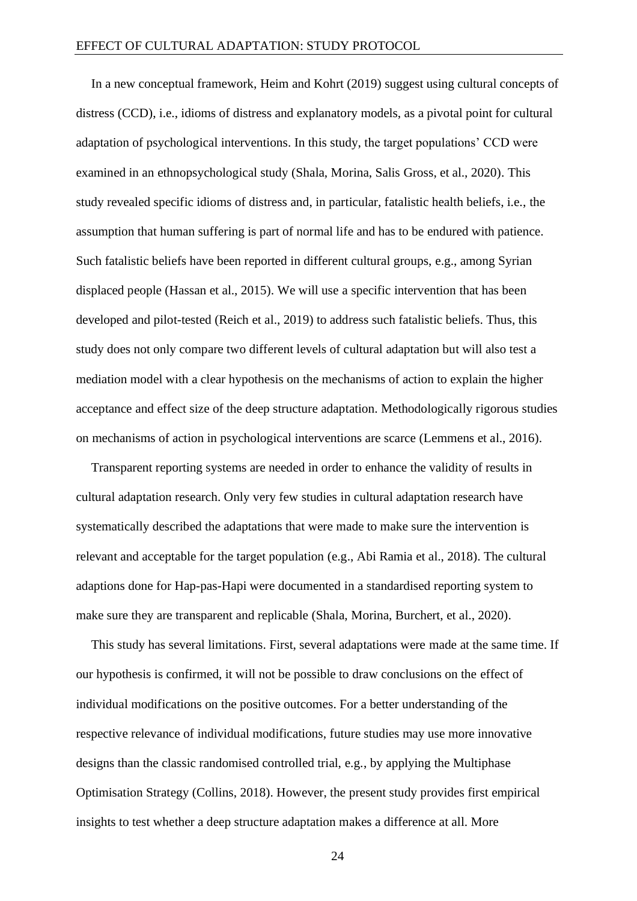In a new conceptual framework, Heim and Kohrt (2019) suggest using cultural concepts of distress (CCD), i.e., idioms of distress and explanatory models, as a pivotal point for cultural adaptation of psychological interventions. In this study, the target populations' CCD were examined in an ethnopsychological study (Shala, Morina, Salis Gross, et al., 2020). This study revealed specific idioms of distress and, in particular, fatalistic health beliefs, i.e., the assumption that human suffering is part of normal life and has to be endured with patience. Such fatalistic beliefs have been reported in different cultural groups, e.g., among Syrian displaced people (Hassan et al., 2015). We will use a specific intervention that has been developed and pilot-tested (Reich et al., 2019) to address such fatalistic beliefs. Thus, this study does not only compare two different levels of cultural adaptation but will also test a mediation model with a clear hypothesis on the mechanisms of action to explain the higher acceptance and effect size of the deep structure adaptation. Methodologically rigorous studies on mechanisms of action in psychological interventions are scarce (Lemmens et al., 2016).

Transparent reporting systems are needed in order to enhance the validity of results in cultural adaptation research. Only very few studies in cultural adaptation research have systematically described the adaptations that were made to make sure the intervention is relevant and acceptable for the target population (e.g., Abi Ramia et al., 2018). The cultural adaptions done for Hap-pas-Hapi were documented in a standardised reporting system to make sure they are transparent and replicable (Shala, Morina, Burchert, et al., 2020).

This study has several limitations. First, several adaptations were made at the same time. If our hypothesis is confirmed, it will not be possible to draw conclusions on the effect of individual modifications on the positive outcomes. For a better understanding of the respective relevance of individual modifications, future studies may use more innovative designs than the classic randomised controlled trial, e.g., by applying the Multiphase Optimisation Strategy (Collins, 2018). However, the present study provides first empirical insights to test whether a deep structure adaptation makes a difference at all. More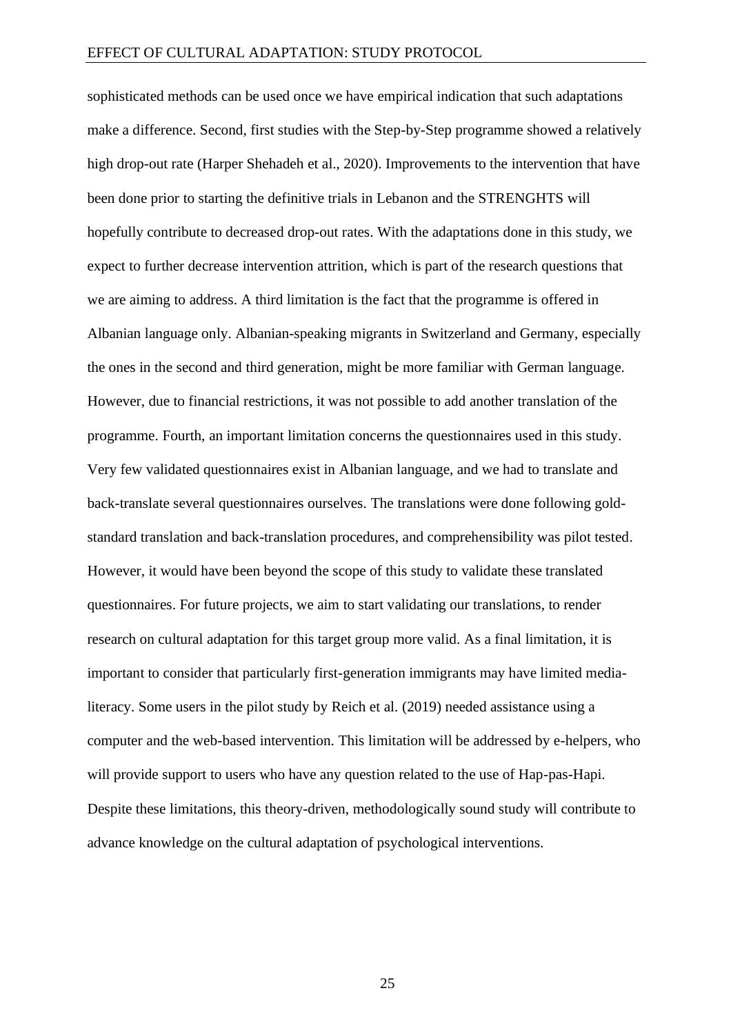sophisticated methods can be used once we have empirical indication that such adaptations make a difference. Second, first studies with the Step-by-Step programme showed a relatively high drop-out rate (Harper Shehadeh et al., 2020). Improvements to the intervention that have been done prior to starting the definitive trials in Lebanon and the STRENGHTS will hopefully contribute to decreased drop-out rates. With the adaptations done in this study, we expect to further decrease intervention attrition, which is part of the research questions that we are aiming to address. A third limitation is the fact that the programme is offered in Albanian language only. Albanian-speaking migrants in Switzerland and Germany, especially the ones in the second and third generation, might be more familiar with German language. However, due to financial restrictions, it was not possible to add another translation of the programme. Fourth, an important limitation concerns the questionnaires used in this study. Very few validated questionnaires exist in Albanian language, and we had to translate and back-translate several questionnaires ourselves. The translations were done following gold-standard translation and back-translation procedures, and comprehensibility was pilot tested. However, it would have been beyond the scope of this study to validate these translated questionnaires. For future projects, we aim to start validating our translations, to render research on cultural adaptation for this target group more valid. As a final limitation, it is important to consider that particularly first-generation immigrants may have limited media-literacy. Some users in the pilot study by Reich et al. (2019) needed assistance using a computer and the web-based intervention. This limitation will be addressed by e-helpers, who will provide support to users who have any question related to the use of Hap-pas-Hapi. Despite these limitations, this theory-driven, methodologically sound study will contribute to advance knowledge on the cultural adaptation of psychological interventions.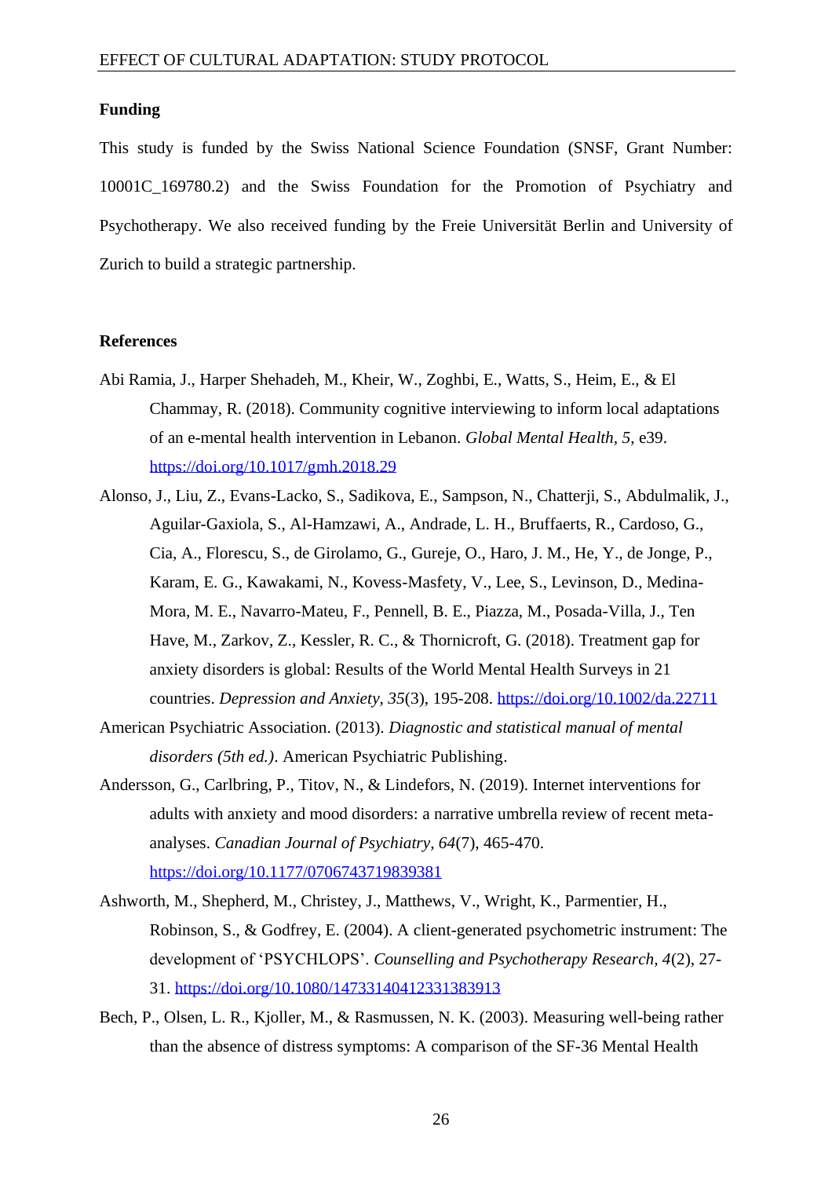**Funding**

This study is funded by the Swiss National Science Foundation (SNSF, Grant Number: 10001C_169780.2) and the Swiss Foundation for the Promotion of Psychiatry and Psychotherapy. We also received funding by the Freie Universität Berlin and University of Zurich to build a strategic partnership.

**References**

Abi Ramia, J., Harper Shehadeh, M., Kheir, W., Zoghbi, E., Watts, S., Heim, E., & El Chammay, R. (2018). Community cognitive interviewing to inform local adaptations of an e-mental health intervention in Lebanon. *Global Mental Health, 5*, e39. https://doi.org/10.1017/gmh.2018.29

Alonso, J., Liu, Z., Evans-Lacko, S., Sadikova, E., Sampson, N., Chatterji, S., Abdulmalik, J., Aguilar-Gaxiola, S., Al-Hamzawi, A., Andrade, L. H., Bruffaerts, R., Cardoso, G., Cia, A., Florescu, S., de Girolamo, G., Gureje, O., Haro, J. M., He, Y., de Jonge, P., Karam, E. G., Kawakami, N., Kovess-Masfety, V., Lee, S., Levinson, D., Medina-Mora, M. E., Navarro-Mateu, F., Pennell, B. E., Piazza, M., Posada-Villa, J., Ten Have, M., Zarkov, Z., Kessler, R. C., & Thornicroft, G. (2018). Treatment gap for anxiety disorders is global: Results of the World Mental Health Surveys in 21 countries. *Depression and Anxiety, 35*(3), 195-208. https://doi.org/10.1002/da.22711

American Psychiatric Association. (2013). *Diagnostic and statistical manual of mental disorders (5th ed.)*. American Psychiatric Publishing.

Andersson, G., Carlbring, P., Titov, N., & Lindefors, N. (2019). Internet interventions for adults with anxiety and mood disorders: a narrative umbrella review of recent meta-analyses. *Canadian Journal of Psychiatry, 64*(7), 465-470. https://doi.org/10.1177/0706743719839381

Ashworth, M., Shepherd, M., Christey, J., Matthews, V., Wright, K., Parmentier, H., Robinson, S., & Godfrey, E. (2004). A client-generated psychometric instrument: The development of 'PSYCHLOPS'. *Counselling and Psychotherapy Research, 4*(2), 27-31. https://doi.org/10.1080/14733140412331383913

Bech, P., Olsen, L. R., Kjoller, M., & Rasmussen, N. K. (2003). Measuring well-being rather than the absence of distress symptoms: A comparison of the SF-36 Mental Health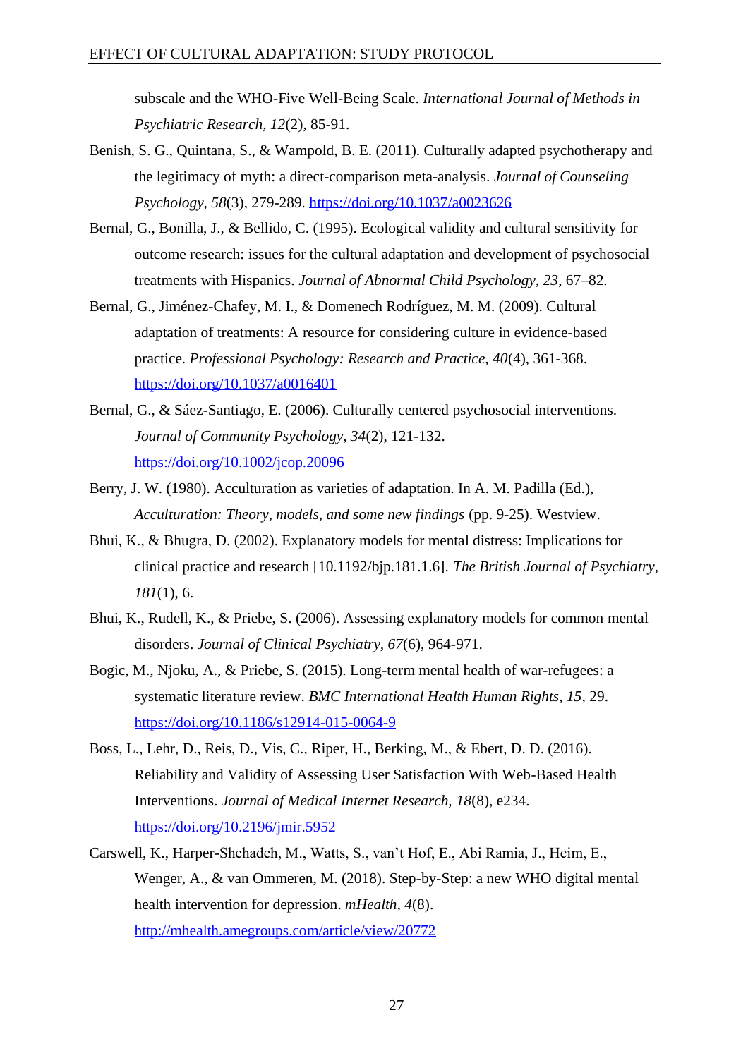subscale and the WHO-Five Well-Being Scale. *International Journal of Methods in Psychiatric Research, 12*(2), 85-91.

Benish, S. G., Quintana, S., & Wampold, B. E. (2011). Culturally adapted psychotherapy and the legitimacy of myth: a direct-comparison meta-analysis. *Journal of Counseling Psychology, 58*(3), 279-289. https://doi.org/10.1037/a0023626

Bernal, G., Bonilla, J., & Bellido, C. (1995). Ecological validity and cultural sensitivity for outcome research: issues for the cultural adaptation and development of psychosocial treatments with Hispanics. *Journal of Abnormal Child Psychology, 23*, 67–82.

Bernal, G., Jiménez-Chafey, M. I., & Domenech Rodríguez, M. M. (2009). Cultural adaptation of treatments: A resource for considering culture in evidence-based practice. *Professional Psychology: Research and Practice, 40*(4), 361-368. https://doi.org/10.1037/a0016401

Bernal, G., & Sáez-Santiago, E. (2006). Culturally centered psychosocial interventions. *Journal of Community Psychology, 34*(2), 121-132. https://doi.org/10.1002/jcop.20096

Berry, J. W. (1980). Acculturation as varieties of adaptation. In A. M. Padilla (Ed.), *Acculturation: Theory, models, and some new findings* (pp. 9-25). Westview.

Bhui, K., & Bhugra, D. (2002). Explanatory models for mental distress: Implications for clinical practice and research [10.1192/bjp.181.1.6]. *The British Journal of Psychiatry, 181*(1), 6.

Bhui, K., Rudell, K., & Priebe, S. (2006). Assessing explanatory models for common mental disorders. *Journal of Clinical Psychiatry, 67*(6), 964-971.

Bogic, M., Njoku, A., & Priebe, S. (2015). Long-term mental health of war-refugees: a systematic literature review. *BMC International Health Human Rights, 15*, 29. https://doi.org/10.1186/s12914-015-0064-9

Boss, L., Lehr, D., Reis, D., Vis, C., Riper, H., Berking, M., & Ebert, D. D. (2016). Reliability and Validity of Assessing User Satisfaction With Web-Based Health Interventions. *Journal of Medical Internet Research, 18*(8), e234. https://doi.org/10.2196/jmir.5952

Carswell, K., Harper-Shehadeh, M., Watts, S., van't Hof, E., Abi Ramia, J., Heim, E., Wenger, A., & van Ommeren, M. (2018). Step-by-Step: a new WHO digital mental health intervention for depression. *mHealth, 4*(8). http://mhealth.amegroups.com/article/view/20772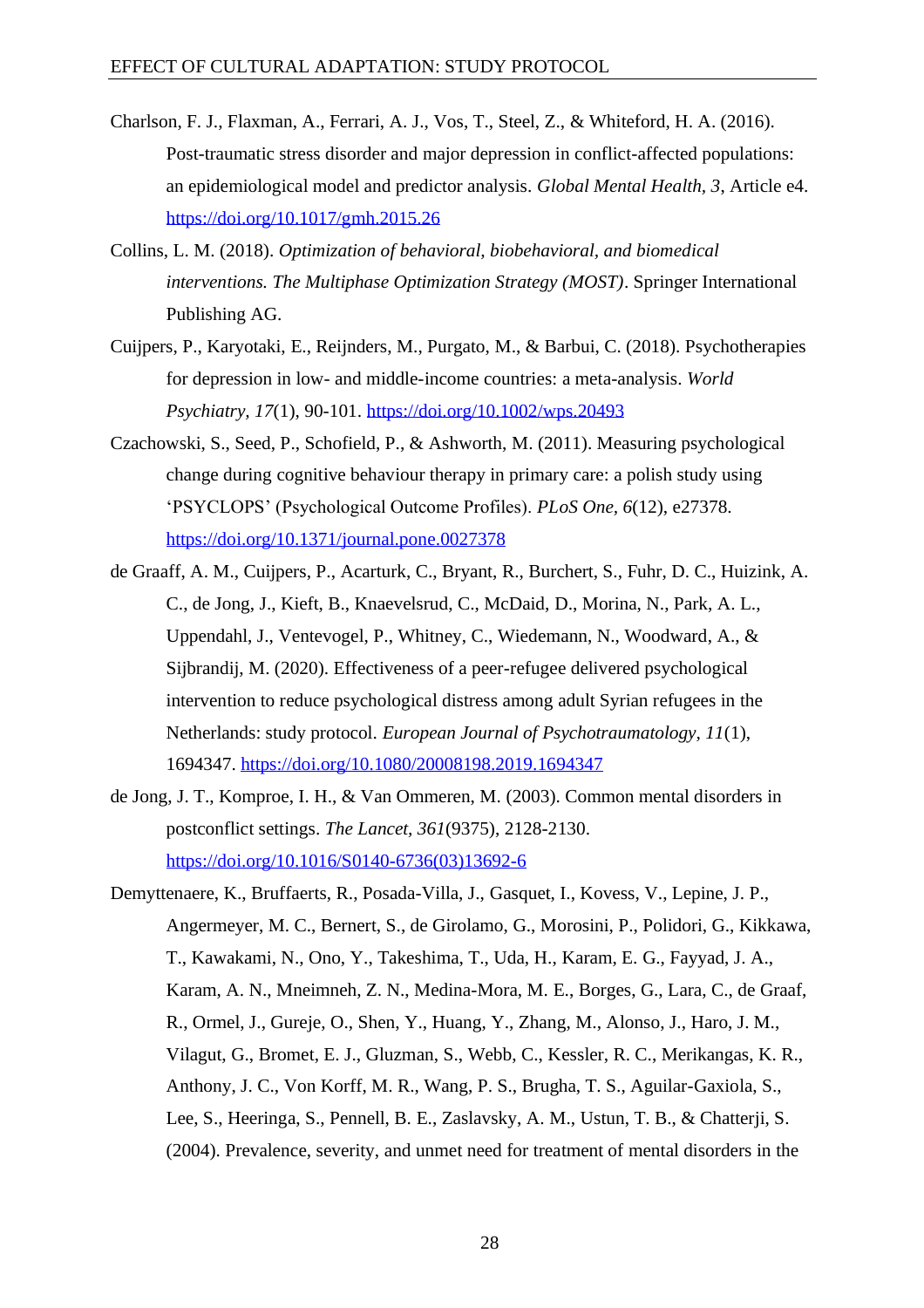Charlson, F. J., Flaxman, A., Ferrari, A. J., Vos, T., Steel, Z., & Whiteford, H. A. (2016). Post-traumatic stress disorder and major depression in conflict-affected populations: an epidemiological model and predictor analysis. *Global Mental Health, 3*, Article e4. https://doi.org/10.1017/gmh.2015.26

Collins, L. M. (2018). *Optimization of behavioral, biobehavioral, and biomedical interventions. The Multiphase Optimization Strategy (MOST)*. Springer International Publishing AG.

Cuijpers, P., Karyotaki, E., Reijnders, M., Purgato, M., & Barbui, C. (2018). Psychotherapies for depression in low- and middle-income countries: a meta-analysis. *World Psychiatry, 17*(1), 90-101. https://doi.org/10.1002/wps.20493

Czachowski, S., Seed, P., Schofield, P., & Ashworth, M. (2011). Measuring psychological change during cognitive behaviour therapy in primary care: a polish study using 'PSYCLOPS' (Psychological Outcome Profiles). *PLoS One, 6*(12), e27378. https://doi.org/10.1371/journal.pone.0027378

de Graaff, A. M., Cuijpers, P., Acarturk, C., Bryant, R., Burchert, S., Fuhr, D. C., Huizink, A. C., de Jong, J., Kieft, B., Knaevelsrud, C., McDaid, D., Morina, N., Park, A. L., Uppendahl, J., Ventevogel, P., Whitney, C., Wiedemann, N., Woodward, A., & Sijbrandij, M. (2020). Effectiveness of a peer-refugee delivered psychological intervention to reduce psychological distress among adult Syrian refugees in the Netherlands: study protocol. *European Journal of Psychotraumatology, 11*(1), 1694347. https://doi.org/10.1080/20008198.2019.1694347

de Jong, J. T., Komproe, I. H., & Van Ommeren, M. (2003). Common mental disorders in postconflict settings. *The Lancet, 361*(9375), 2128-2130. https://doi.org/10.1016/S0140-6736(03)13692-6

Demyttenaere, K., Bruffaerts, R., Posada-Villa, J., Gasquet, I., Kovess, V., Lepine, J. P., Angermeyer, M. C., Bernert, S., de Girolamo, G., Morosini, P., Polidori, G., Kikkawa, T., Kawakami, N., Ono, Y., Takeshima, T., Uda, H., Karam, E. G., Fayyad, J. A., Karam, A. N., Mneimneh, Z. N., Medina-Mora, M. E., Borges, G., Lara, C., de Graaf, R., Ormel, J., Gureje, O., Shen, Y., Huang, Y., Zhang, M., Alonso, J., Haro, J. M., Vilagut, G., Bromet, E. J., Gluzman, S., Webb, C., Kessler, R. C., Merikangas, K. R., Anthony, J. C., Von Korff, M. R., Wang, P. S., Brugha, T. S., Aguilar-Gaxiola, S., Lee, S., Heeringa, S., Pennell, B. E., Zaslavsky, A. M., Ustun, T. B., & Chatterji, S. (2004). Prevalence, severity, and unmet need for treatment of mental disorders in the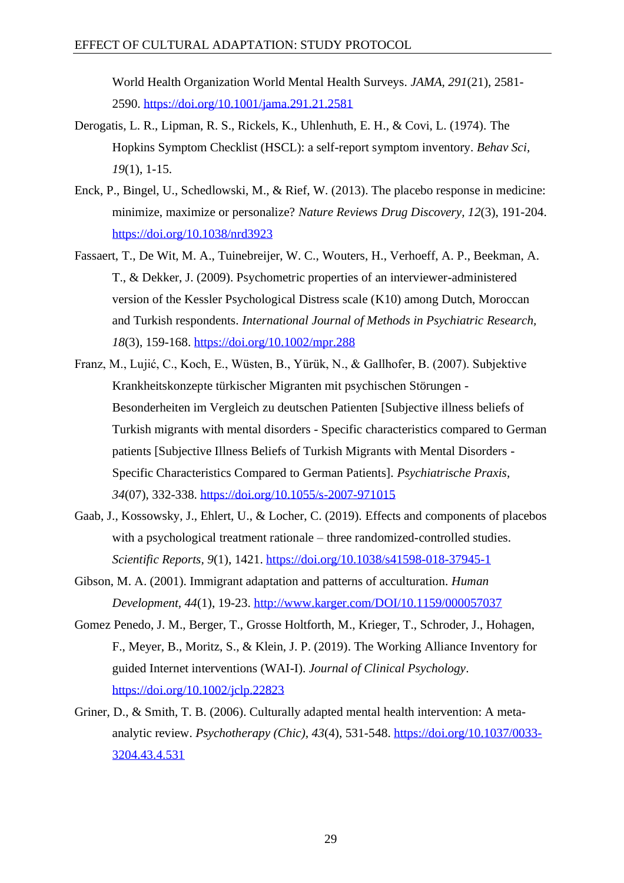World Health Organization World Mental Health Surveys. *JAMA, 291*(21), 2581-2590. https://doi.org/10.1001/jama.291.21.2581

Derogatis, L. R., Lipman, R. S., Rickels, K., Uhlenhuth, E. H., & Covi, L. (1974). The Hopkins Symptom Checklist (HSCL): a self-report symptom inventory. *Behav Sci, 19*(1), 1-15.

Enck, P., Bingel, U., Schedlowski, M., & Rief, W. (2013). The placebo response in medicine: minimize, maximize or personalize? *Nature Reviews Drug Discovery, 12*(3), 191-204. https://doi.org/10.1038/nrd3923

Fassaert, T., De Wit, M. A., Tuinebreijer, W. C., Wouters, H., Verhoeff, A. P., Beekman, A. T., & Dekker, J. (2009). Psychometric properties of an interviewer-administered version of the Kessler Psychological Distress scale (K10) among Dutch, Moroccan and Turkish respondents. *International Journal of Methods in Psychiatric Research, 18*(3), 159-168. https://doi.org/10.1002/mpr.288

Franz, M., Lujić, C., Koch, E., Wüsten, B., Yürük, N., & Gallhofer, B. (2007). Subjektive Krankheitskonzepte türkischer Migranten mit psychischen Störungen - Besonderheiten im Vergleich zu deutschen Patienten [Subjective illness beliefs of Turkish migrants with mental disorders - Specific characteristics compared to German patients [Subjective Illness Beliefs of Turkish Migrants with Mental Disorders - Specific Characteristics Compared to German Patients]. *Psychiatrische Praxis, 34*(07), 332-338. https://doi.org/10.1055/s-2007-971015

Gaab, J., Kossowsky, J., Ehlert, U., & Locher, C. (2019). Effects and components of placebos with a psychological treatment rationale – three randomized-controlled studies. *Scientific Reports, 9*(1), 1421. https://doi.org/10.1038/s41598-018-37945-1

Gibson, M. A. (2001). Immigrant adaptation and patterns of acculturation. *Human Development, 44*(1), 19-23. http://www.karger.com/DOI/10.1159/000057037

Gomez Penedo, J. M., Berger, T., Grosse Holtforth, M., Krieger, T., Schroder, J., Hohagen, F., Meyer, B., Moritz, S., & Klein, J. P. (2019). The Working Alliance Inventory for guided Internet interventions (WAI-I). *Journal of Clinical Psychology*. https://doi.org/10.1002/jclp.22823

Griner, D., & Smith, T. B. (2006). Culturally adapted mental health intervention: A meta-analytic review. *Psychotherapy (Chic), 43*(4), 531-548. https://doi.org/10.1037/0033-3204.43.4.531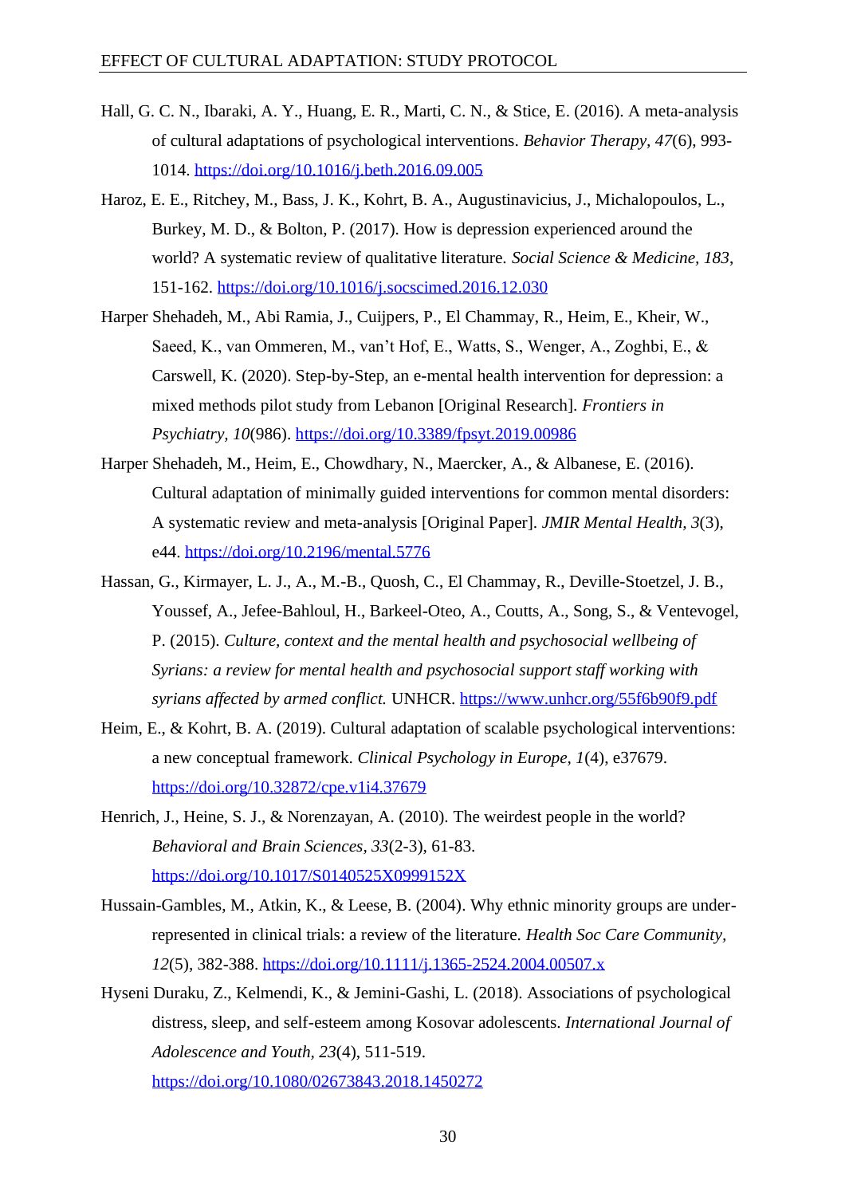Hall, G. C. N., Ibaraki, A. Y., Huang, E. R., Marti, C. N., & Stice, E. (2016). A meta-analysis of cultural adaptations of psychological interventions. *Behavior Therapy, 47*(6), 993-1014. https://doi.org/10.1016/j.beth.2016.09.005

Haroz, E. E., Ritchey, M., Bass, J. K., Kohrt, B. A., Augustinavicius, J., Michalopoulos, L., Burkey, M. D., & Bolton, P. (2017). How is depression experienced around the world? A systematic review of qualitative literature. *Social Science & Medicine, 183*, 151-162. https://doi.org/10.1016/j.socscimed.2016.12.030

Harper Shehadeh, M., Abi Ramia, J., Cuijpers, P., El Chammay, R., Heim, E., Kheir, W., Saeed, K., van Ommeren, M., van't Hof, E., Watts, S., Wenger, A., Zoghbi, E., & Carswell, K. (2020). Step-by-Step, an e-mental health intervention for depression: a mixed methods pilot study from Lebanon [Original Research]. *Frontiers in Psychiatry, 10*(986). https://doi.org/10.3389/fpsyt.2019.00986

Harper Shehadeh, M., Heim, E., Chowdhary, N., Maercker, A., & Albanese, E. (2016). Cultural adaptation of minimally guided interventions for common mental disorders: A systematic review and meta-analysis [Original Paper]. *JMIR Mental Health, 3*(3), e44. https://doi.org/10.2196/mental.5776

Hassan, G., Kirmayer, L. J., A., M.-B., Quosh, C., El Chammay, R., Deville-Stoetzel, J. B., Youssef, A., Jefee-Bahloul, H., Barkeel-Oteo, A., Coutts, A., Song, S., & Ventevogel, P. (2015). *Culture, context and the mental health and psychosocial wellbeing of Syrians: a review for mental health and psychosocial support staff working with syrians affected by armed conflict.* UNHCR. https://www.unhcr.org/55f6b90f9.pdf

Heim, E., & Kohrt, B. A. (2019). Cultural adaptation of scalable psychological interventions: a new conceptual framework. *Clinical Psychology in Europe, 1*(4), e37679. https://doi.org/10.32872/cpe.v1i4.37679

Henrich, J., Heine, S. J., & Norenzayan, A. (2010). The weirdest people in the world? *Behavioral and Brain Sciences, 33*(2-3), 61-83. https://doi.org/10.1017/S0140525X0999152X

Hussain-Gambles, M., Atkin, K., & Leese, B. (2004). Why ethnic minority groups are under-represented in clinical trials: a review of the literature. *Health Soc Care Community, 12*(5), 382-388. https://doi.org/10.1111/j.1365-2524.2004.00507.x

Hyseni Duraku, Z., Kelmendi, K., & Jemini-Gashi, L. (2018). Associations of psychological distress, sleep, and self-esteem among Kosovar adolescents. *International Journal of Adolescence and Youth, 23*(4), 511-519. https://doi.org/10.1080/02673843.2018.1450272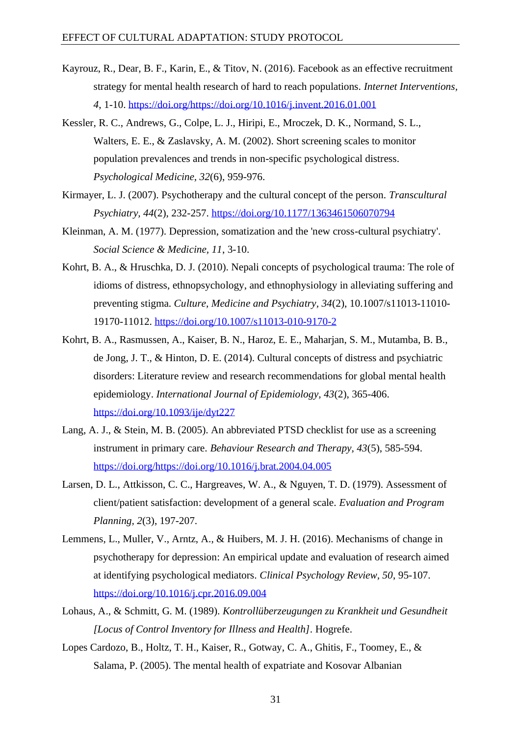Kayrouz, R., Dear, B. F., Karin, E., & Titov, N. (2016). Facebook as an effective recruitment strategy for mental health research of hard to reach populations. *Internet Interventions, 4*, 1-10. https://doi.org/https://doi.org/10.1016/j.invent.2016.01.001

Kessler, R. C., Andrews, G., Colpe, L. J., Hiripi, E., Mroczek, D. K., Normand, S. L., Walters, E. E., & Zaslavsky, A. M. (2002). Short screening scales to monitor population prevalences and trends in non-specific psychological distress. *Psychological Medicine, 32*(6), 959-976.

Kirmayer, L. J. (2007). Psychotherapy and the cultural concept of the person. *Transcultural Psychiatry, 44*(2), 232-257. https://doi.org/10.1177/1363461506070794

Kleinman, A. M. (1977). Depression, somatization and the 'new cross-cultural psychiatry'. *Social Science & Medicine, 11*, 3-10.

Kohrt, B. A., & Hruschka, D. J. (2010). Nepali concepts of psychological trauma: The role of idioms of distress, ethnopsychology, and ethnophysiology in alleviating suffering and preventing stigma. *Culture, Medicine and Psychiatry, 34*(2), 10.1007/s11013-11010-19170-11012. https://doi.org/10.1007/s11013-010-9170-2

Kohrt, B. A., Rasmussen, A., Kaiser, B. N., Haroz, E. E., Maharjan, S. M., Mutamba, B. B., de Jong, J. T., & Hinton, D. E. (2014). Cultural concepts of distress and psychiatric disorders: Literature review and research recommendations for global mental health epidemiology. *International Journal of Epidemiology, 43*(2), 365-406. https://doi.org/10.1093/ije/dyt227

Lang, A. J., & Stein, M. B. (2005). An abbreviated PTSD checklist for use as a screening instrument in primary care. *Behaviour Research and Therapy, 43*(5), 585-594. https://doi.org/https://doi.org/10.1016/j.brat.2004.04.005

Larsen, D. L., Attkisson, C. C., Hargreaves, W. A., & Nguyen, T. D. (1979). Assessment of client/patient satisfaction: development of a general scale. *Evaluation and Program Planning, 2*(3), 197-207.

Lemmens, L., Muller, V., Arntz, A., & Huibers, M. J. H. (2016). Mechanisms of change in psychotherapy for depression: An empirical update and evaluation of research aimed at identifying psychological mediators. *Clinical Psychology Review, 50*, 95-107. https://doi.org/10.1016/j.cpr.2016.09.004

Lohaus, A., & Schmitt, G. M. (1989). *Kontrollüberzeugungen zu Krankheit und Gesundheit [Locus of Control Inventory for Illness and Health]*. Hogrefe.

Lopes Cardozo, B., Holtz, T. H., Kaiser, R., Gotway, C. A., Ghitis, F., Toomey, E., & Salama, P. (2005). The mental health of expatriate and Kosovar Albanian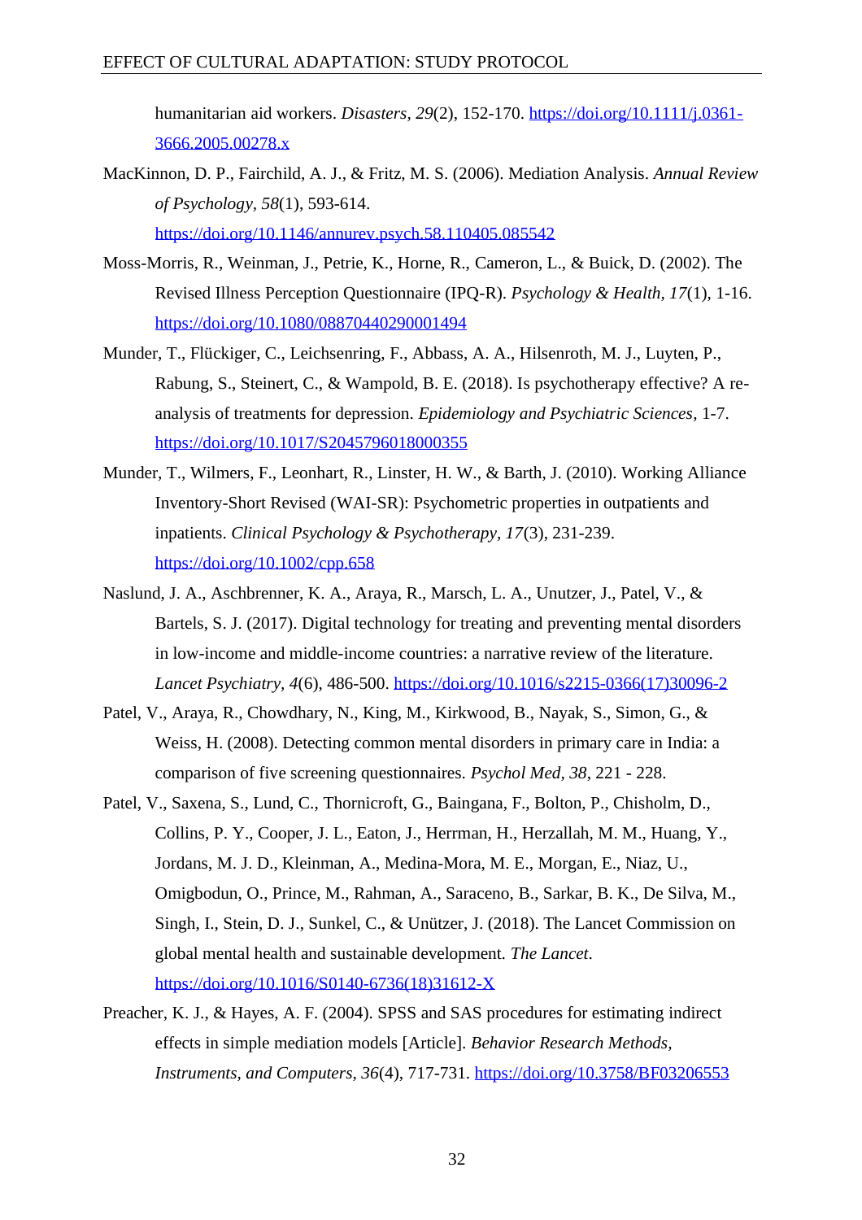humanitarian aid workers. *Disasters, 29*(2), 152-170. https://doi.org/10.1111/j.0361-3666.2005.00278.x

MacKinnon, D. P., Fairchild, A. J., & Fritz, M. S. (2006). Mediation Analysis. *Annual Review of Psychology, 58*(1), 593-614. https://doi.org/10.1146/annurev.psych.58.110405.085542

Moss-Morris, R., Weinman, J., Petrie, K., Horne, R., Cameron, L., & Buick, D. (2002). The Revised Illness Perception Questionnaire (IPQ-R). *Psychology & Health, 17*(1), 1-16. https://doi.org/10.1080/08870440290001494

Munder, T., Flückiger, C., Leichsenring, F., Abbass, A. A., Hilsenroth, M. J., Luyten, P., Rabung, S., Steinert, C., & Wampold, B. E. (2018). Is psychotherapy effective? A re-analysis of treatments for depression. *Epidemiology and Psychiatric Sciences*, 1-7. https://doi.org/10.1017/S2045796018000355

Munder, T., Wilmers, F., Leonhart, R., Linster, H. W., & Barth, J. (2010). Working Alliance Inventory-Short Revised (WAI-SR): Psychometric properties in outpatients and inpatients. *Clinical Psychology & Psychotherapy, 17*(3), 231-239. https://doi.org/10.1002/cpp.658

Naslund, J. A., Aschbrenner, K. A., Araya, R., Marsch, L. A., Unutzer, J., Patel, V., & Bartels, S. J. (2017). Digital technology for treating and preventing mental disorders in low-income and middle-income countries: a narrative review of the literature. *Lancet Psychiatry, 4*(6), 486-500. https://doi.org/10.1016/s2215-0366(17)30096-2

Patel, V., Araya, R., Chowdhary, N., King, M., Kirkwood, B., Nayak, S., Simon, G., & Weiss, H. (2008). Detecting common mental disorders in primary care in India: a comparison of five screening questionnaires. *Psychol Med, 38*, 221 - 228.

Patel, V., Saxena, S., Lund, C., Thornicroft, G., Baingana, F., Bolton, P., Chisholm, D., Collins, P. Y., Cooper, J. L., Eaton, J., Herrman, H., Herzallah, M. M., Huang, Y., Jordans, M. J. D., Kleinman, A., Medina-Mora, M. E., Morgan, E., Niaz, U., Omigbodun, O., Prince, M., Rahman, A., Saraceno, B., Sarkar, B. K., De Silva, M., Singh, I., Stein, D. J., Sunkel, C., & Unützer, J. (2018). The Lancet Commission on global mental health and sustainable development. *The Lancet*. https://doi.org/10.1016/S0140-6736(18)31612-X

Preacher, K. J., & Hayes, A. F. (2004). SPSS and SAS procedures for estimating indirect effects in simple mediation models [Article]. *Behavior Research Methods, Instruments, and Computers, 36*(4), 717-731. https://doi.org/10.3758/BF03206553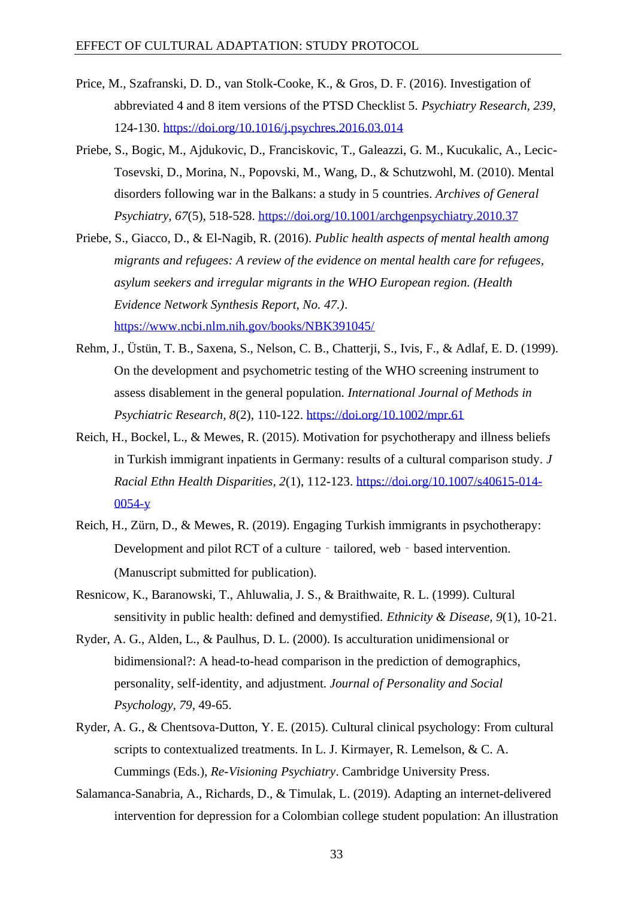Price, M., Szafranski, D. D., van Stolk-Cooke, K., & Gros, D. F. (2016). Investigation of abbreviated 4 and 8 item versions of the PTSD Checklist 5. *Psychiatry Research, 239*, 124-130. https://doi.org/10.1016/j.psychres.2016.03.014

Priebe, S., Bogic, M., Ajdukovic, D., Franciskovic, T., Galeazzi, G. M., Kucukalic, A., Lecic-Tosevski, D., Morina, N., Popovski, M., Wang, D., & Schutzwohl, M. (2010). Mental disorders following war in the Balkans: a study in 5 countries. *Archives of General Psychiatry, 67*(5), 518-528. https://doi.org/10.1001/archgenpsychiatry.2010.37

Priebe, S., Giacco, D., & El-Nagib, R. (2016). *Public health aspects of mental health among migrants and refugees: A review of the evidence on mental health care for refugees, asylum seekers and irregular migrants in the WHO European region. (Health Evidence Network Synthesis Report, No. 47.)*. https://www.ncbi.nlm.nih.gov/books/NBK391045/

Rehm, J., Üstün, T. B., Saxena, S., Nelson, C. B., Chatterji, S., Ivis, F., & Adlaf, E. D. (1999). On the development and psychometric testing of the WHO screening instrument to assess disablement in the general population. *International Journal of Methods in Psychiatric Research, 8*(2), 110-122. https://doi.org/10.1002/mpr.61

Reich, H., Bockel, L., & Mewes, R. (2015). Motivation for psychotherapy and illness beliefs in Turkish immigrant inpatients in Germany: results of a cultural comparison study. *J Racial Ethn Health Disparities, 2*(1), 112-123. https://doi.org/10.1007/s40615-014-0054-y

Reich, H., Zürn, D., & Mewes, R. (2019). Engaging Turkish immigrants in psychotherapy: Development and pilot RCT of a culture‐tailored, web‐based intervention. (Manuscript submitted for publication).

Resnicow, K., Baranowski, T., Ahluwalia, J. S., & Braithwaite, R. L. (1999). Cultural sensitivity in public health: defined and demystified. *Ethnicity & Disease, 9*(1), 10-21.

Ryder, A. G., Alden, L., & Paulhus, D. L. (2000). Is acculturation unidimensional or bidimensional?: A head-to-head comparison in the prediction of demographics, personality, self-identity, and adjustment. *Journal of Personality and Social Psychology, 79*, 49-65.

Ryder, A. G., & Chentsova-Dutton, Y. E. (2015). Cultural clinical psychology: From cultural scripts to contextualized treatments. In L. J. Kirmayer, R. Lemelson, & C. A. Cummings (Eds.), *Re-Visioning Psychiatry*. Cambridge University Press.

Salamanca-Sanabria, A., Richards, D., & Timulak, L. (2019). Adapting an internet-delivered intervention for depression for a Colombian college student population: An illustration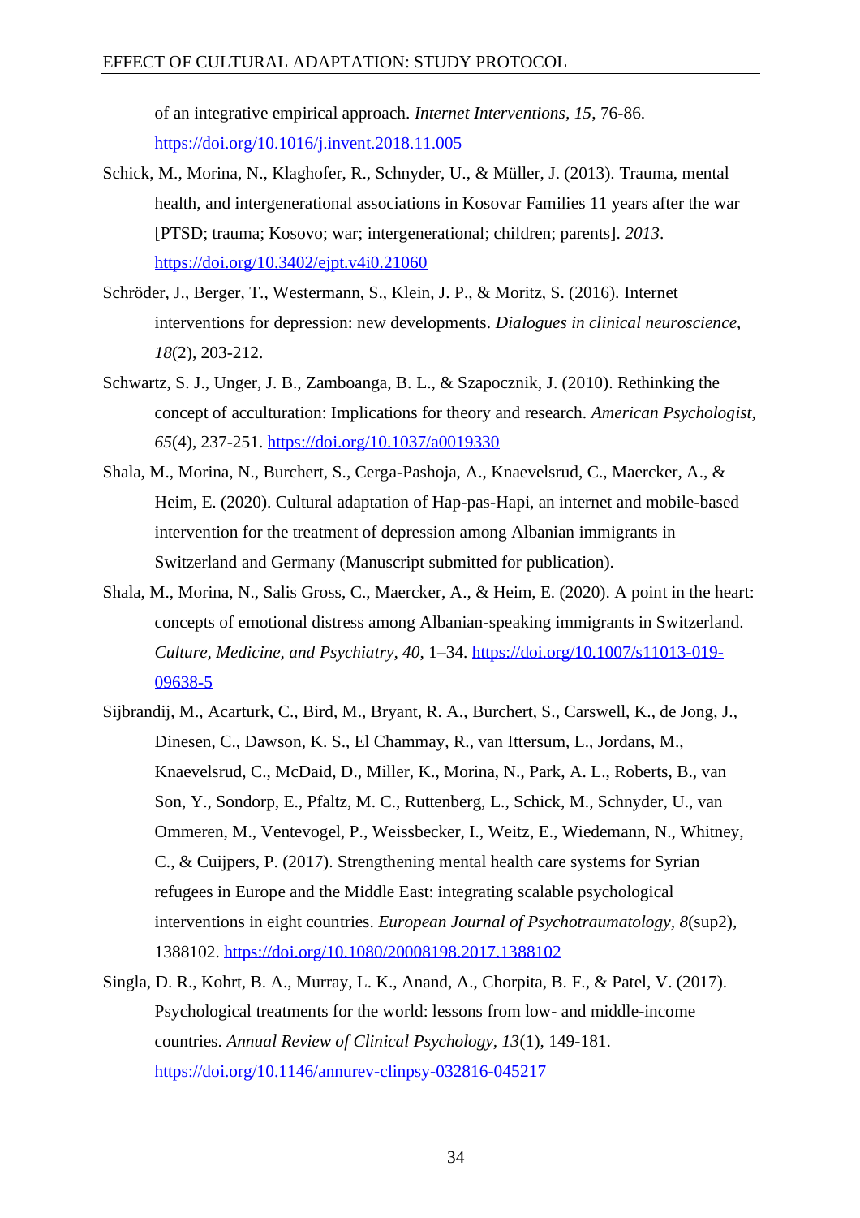of an integrative empirical approach. *Internet Interventions*, *15*, 76-86. https://doi.org/10.1016/j.invent.2018.11.005

Schick, M., Morina, N., Klaghofer, R., Schnyder, U., & Müller, J. (2013). Trauma, mental health, and intergenerational associations in Kosovar Families 11 years after the war [PTSD; trauma; Kosovo; war; intergenerational; children; parents]. *2013*. https://doi.org/10.3402/ejpt.v4i0.21060

Schröder, J., Berger, T., Westermann, S., Klein, J. P., & Moritz, S. (2016). Internet interventions for depression: new developments. *Dialogues in clinical neuroscience*, *18*(2), 203-212.

Schwartz, S. J., Unger, J. B., Zamboanga, B. L., & Szapocznik, J. (2010). Rethinking the concept of acculturation: Implications for theory and research. *American Psychologist*, *65*(4), 237-251. https://doi.org/10.1037/a0019330

Shala, M., Morina, N., Burchert, S., Cerga-Pashoja, A., Knaevelsrud, C., Maercker, A., & Heim, E. (2020). Cultural adaptation of Hap-pas-Hapi, an internet and mobile-based intervention for the treatment of depression among Albanian immigrants in Switzerland and Germany (Manuscript submitted for publication).

Shala, M., Morina, N., Salis Gross, C., Maercker, A., & Heim, E. (2020). A point in the heart: concepts of emotional distress among Albanian-speaking immigrants in Switzerland. *Culture, Medicine, and Psychiatry*, *40*, 1–34. https://doi.org/10.1007/s11013-019-09638-5

Sijbrandij, M., Acarturk, C., Bird, M., Bryant, R. A., Burchert, S., Carswell, K., de Jong, J., Dinesen, C., Dawson, K. S., El Chammay, R., van Ittersum, L., Jordans, M., Knaevelsrud, C., McDaid, D., Miller, K., Morina, N., Park, A. L., Roberts, B., van Son, Y., Sondorp, E., Pfaltz, M. C., Ruttenberg, L., Schick, M., Schnyder, U., van Ommeren, M., Ventevogel, P., Weissbecker, I., Weitz, E., Wiedemann, N., Whitney, C., & Cuijpers, P. (2017). Strengthening mental health care systems for Syrian refugees in Europe and the Middle East: integrating scalable psychological interventions in eight countries. *European Journal of Psychotraumatology*, *8*(sup2), 1388102. https://doi.org/10.1080/20008198.2017.1388102

Singla, D. R., Kohrt, B. A., Murray, L. K., Anand, A., Chorpita, B. F., & Patel, V. (2017). Psychological treatments for the world: lessons from low- and middle-income countries. *Annual Review of Clinical Psychology*, *13*(1), 149-181. https://doi.org/10.1146/annurev-clinpsy-032816-045217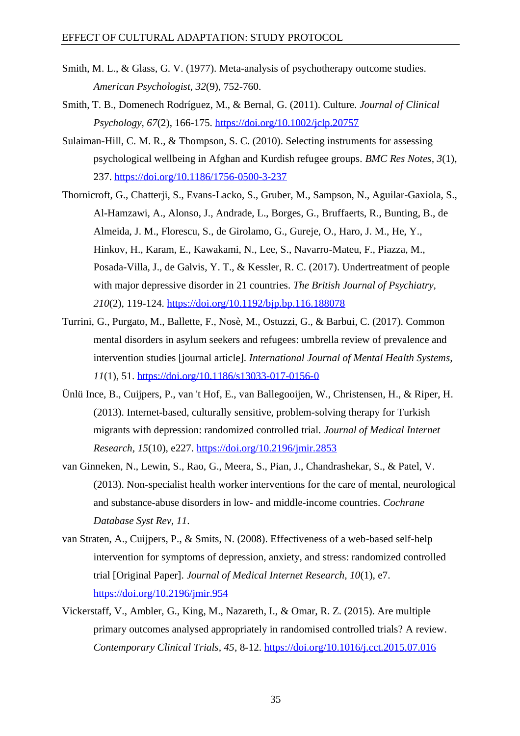Smith, M. L., & Glass, G. V. (1977). Meta-analysis of psychotherapy outcome studies. *American Psychologist, 32*(9), 752-760.

Smith, T. B., Domenech Rodríguez, M., & Bernal, G. (2011). Culture. *Journal of Clinical Psychology, 67*(2), 166-175. https://doi.org/10.1002/jclp.20757

Sulaiman-Hill, C. M. R., & Thompson, S. C. (2010). Selecting instruments for assessing psychological wellbeing in Afghan and Kurdish refugee groups. *BMC Res Notes, 3*(1), 237. https://doi.org/10.1186/1756-0500-3-237

Thornicroft, G., Chatterji, S., Evans-Lacko, S., Gruber, M., Sampson, N., Aguilar-Gaxiola, S., Al-Hamzawi, A., Alonso, J., Andrade, L., Borges, G., Bruffaerts, R., Bunting, B., de Almeida, J. M., Florescu, S., de Girolamo, G., Gureje, O., Haro, J. M., He, Y., Hinkov, H., Karam, E., Kawakami, N., Lee, S., Navarro-Mateu, F., Piazza, M., Posada-Villa, J., de Galvis, Y. T., & Kessler, R. C. (2017). Undertreatment of people with major depressive disorder in 21 countries. *The British Journal of Psychiatry, 210*(2), 119-124. https://doi.org/10.1192/bjp.bp.116.188078

Turrini, G., Purgato, M., Ballette, F., Nosè, M., Ostuzzi, G., & Barbui, C. (2017). Common mental disorders in asylum seekers and refugees: umbrella review of prevalence and intervention studies [journal article]. *International Journal of Mental Health Systems, 11*(1), 51. https://doi.org/10.1186/s13033-017-0156-0

Ünlü Ince, B., Cuijpers, P., van 't Hof, E., van Ballegooijen, W., Christensen, H., & Riper, H. (2013). Internet-based, culturally sensitive, problem-solving therapy for Turkish migrants with depression: randomized controlled trial. *Journal of Medical Internet Research, 15*(10), e227. https://doi.org/10.2196/jmir.2853

van Ginneken, N., Lewin, S., Rao, G., Meera, S., Pian, J., Chandrashekar, S., & Patel, V. (2013). Non-specialist health worker interventions for the care of mental, neurological and substance-abuse disorders in low- and middle-income countries. *Cochrane Database Syst Rev, 11*.

van Straten, A., Cuijpers, P., & Smits, N. (2008). Effectiveness of a web-based self-help intervention for symptoms of depression, anxiety, and stress: randomized controlled trial [Original Paper]. *Journal of Medical Internet Research, 10*(1), e7. https://doi.org/10.2196/jmir.954

Vickerstaff, V., Ambler, G., King, M., Nazareth, I., & Omar, R. Z. (2015). Are multiple primary outcomes analysed appropriately in randomised controlled trials? A review. *Contemporary Clinical Trials, 45*, 8-12. https://doi.org/10.1016/j.cct.2015.07.016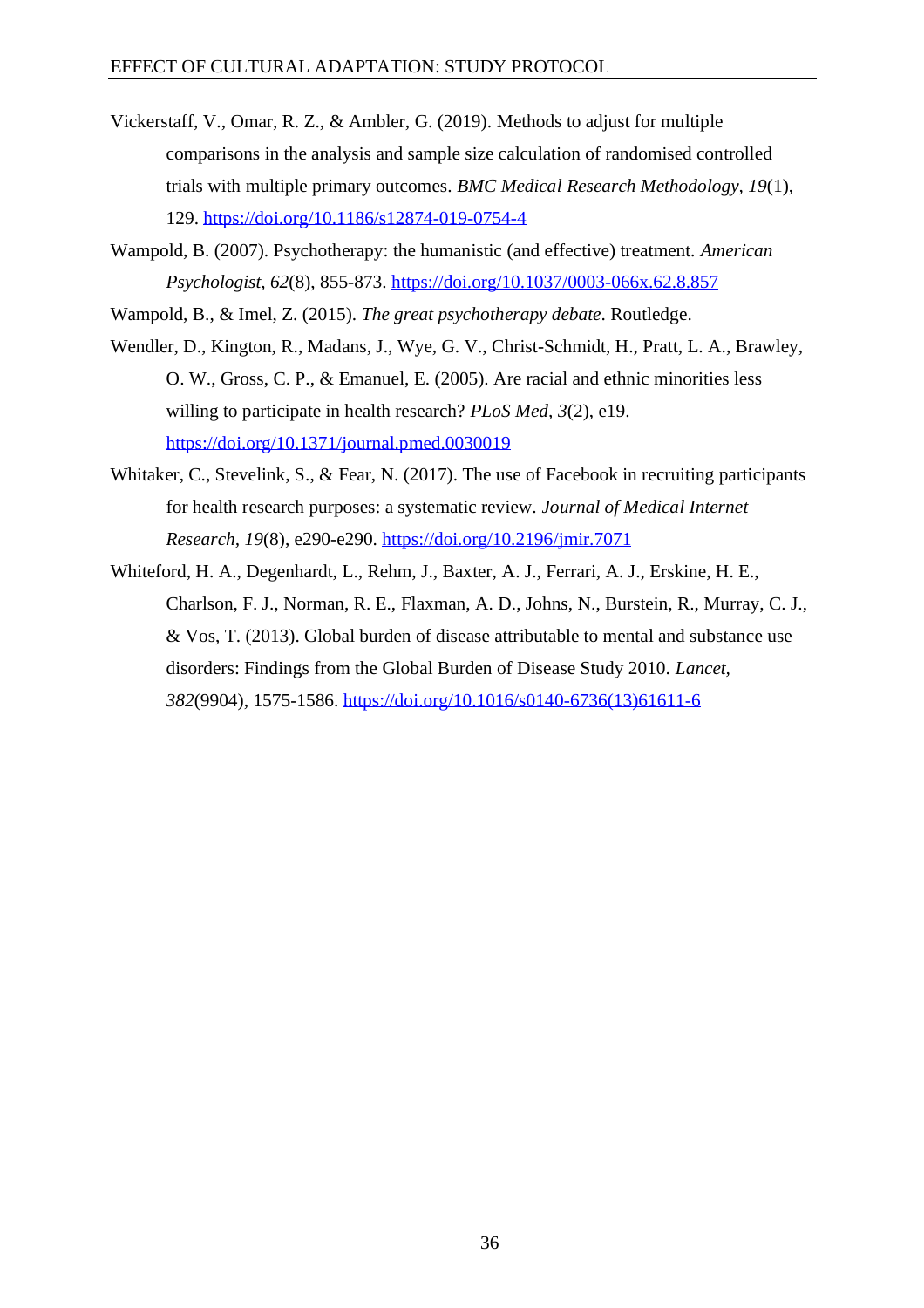Vickerstaff, V., Omar, R. Z., & Ambler, G. (2019). Methods to adjust for multiple comparisons in the analysis and sample size calculation of randomised controlled trials with multiple primary outcomes. *BMC Medical Research Methodology, 19*(1), 129. https://doi.org/10.1186/s12874-019-0754-4

Wampold, B. (2007). Psychotherapy: the humanistic (and effective) treatment. *American Psychologist, 62*(8), 855-873. https://doi.org/10.1037/0003-066x.62.8.857

Wampold, B., & Imel, Z. (2015). *The great psychotherapy debate*. Routledge.

Wendler, D., Kington, R., Madans, J., Wye, G. V., Christ-Schmidt, H., Pratt, L. A., Brawley, O. W., Gross, C. P., & Emanuel, E. (2005). Are racial and ethnic minorities less willing to participate in health research? *PLoS Med, 3*(2), e19. https://doi.org/10.1371/journal.pmed.0030019

Whitaker, C., Stevelink, S., & Fear, N. (2017). The use of Facebook in recruiting participants for health research purposes: a systematic review. *Journal of Medical Internet Research, 19*(8), e290-e290. https://doi.org/10.2196/jmir.7071

Whiteford, H. A., Degenhardt, L., Rehm, J., Baxter, A. J., Ferrari, A. J., Erskine, H. E., Charlson, F. J., Norman, R. E., Flaxman, A. D., Johns, N., Burstein, R., Murray, C. J., & Vos, T. (2013). Global burden of disease attributable to mental and substance use disorders: Findings from the Global Burden of Disease Study 2010. *Lancet, 382*(9904), 1575-1586. https://doi.org/10.1016/s0140-6736(13)61611-6